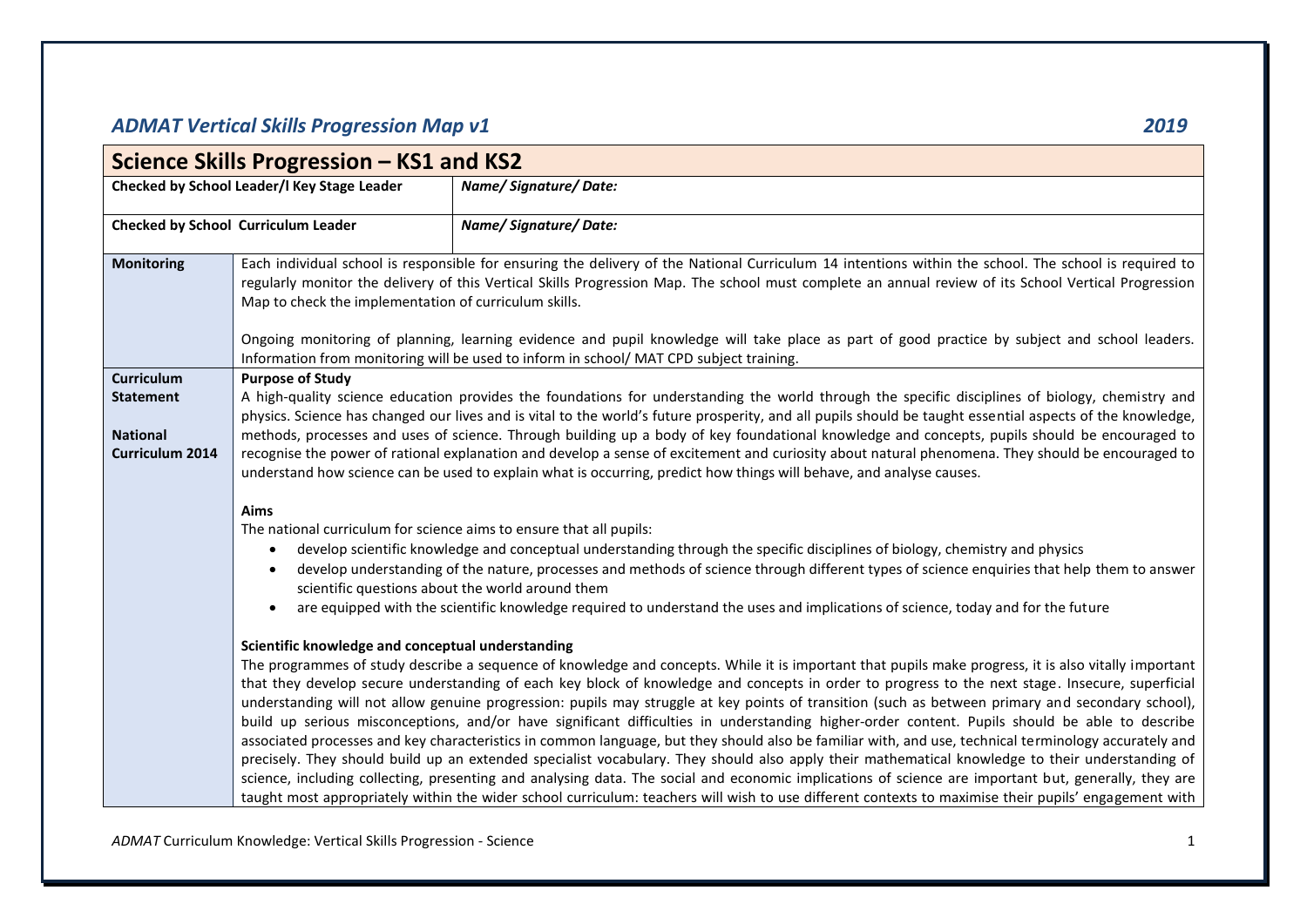*ADMAT Vertical Skills Progression Map v1* *2019*

## Science Skills Progression – KS1 and KS2

| | | |
|---|---|---|
| **Checked by School Leader/l Key Stage Leader** | | ***Name/ Signature/ Date:*** |
| **Checked by School Curriculum Leader** | | ***Name/ Signature/ Date:*** |
| **Monitoring** | Each individual school is responsible for ensuring the delivery of the National Curriculum 14 intentions within the school. The school is required to regularly monitor the delivery of this Vertical Skills Progression Map. The school must complete an annual review of its School Vertical Progression Map to check the implementation of curriculum skills.<br><br>Ongoing monitoring of planning, learning evidence and pupil knowledge will take place as part of good practice by subject and school leaders. Information from monitoring will be used to inform in school/ MAT CPD subject training. | |
| **Curriculum Statement**<br><br>**National Curriculum 2014** | **Purpose of Study**<br>A high-quality science education provides the foundations for understanding the world through the specific disciplines of biology, chemistry and physics. Science has changed our lives and is vital to the world's future prosperity, and all pupils should be taught essential aspects of the knowledge, methods, processes and uses of science. Through building up a body of key foundational knowledge and concepts, pupils should be encouraged to recognise the power of rational explanation and develop a sense of excitement and curiosity about natural phenomena. They should be encouraged to understand how science can be used to explain what is occurring, predict how things will behave, and analyse causes.<br><br>**Aims**<br>The national curriculum for science aims to ensure that all pupils:<br>• develop scientific knowledge and conceptual understanding through the specific disciplines of biology, chemistry and physics<br>• develop understanding of the nature, processes and methods of science through different types of science enquiries that help them to answer scientific questions about the world around them<br>• are equipped with the scientific knowledge required to understand the uses and implications of science, today and for the future<br><br>**Scientific knowledge and conceptual understanding**<br>The programmes of study describe a sequence of knowledge and concepts. While it is important that pupils make progress, it is also vitally important that they develop secure understanding of each key block of knowledge and concepts in order to progress to the next stage. Insecure, superficial understanding will not allow genuine progression: pupils may struggle at key points of transition (such as between primary and secondary school), build up serious misconceptions, and/or have significant difficulties in understanding higher-order content. Pupils should be able to describe associated processes and key characteristics in common language, but they should also be familiar with, and use, technical terminology accurately and precisely. They should build up an extended specialist vocabulary. They should also apply their mathematical knowledge to their understanding of science, including collecting, presenting and analysing data. The social and economic implications of science are important but, generally, they are taught most appropriately within the wider school curriculum: teachers will wish to use different contexts to maximise their pupils' engagement with | |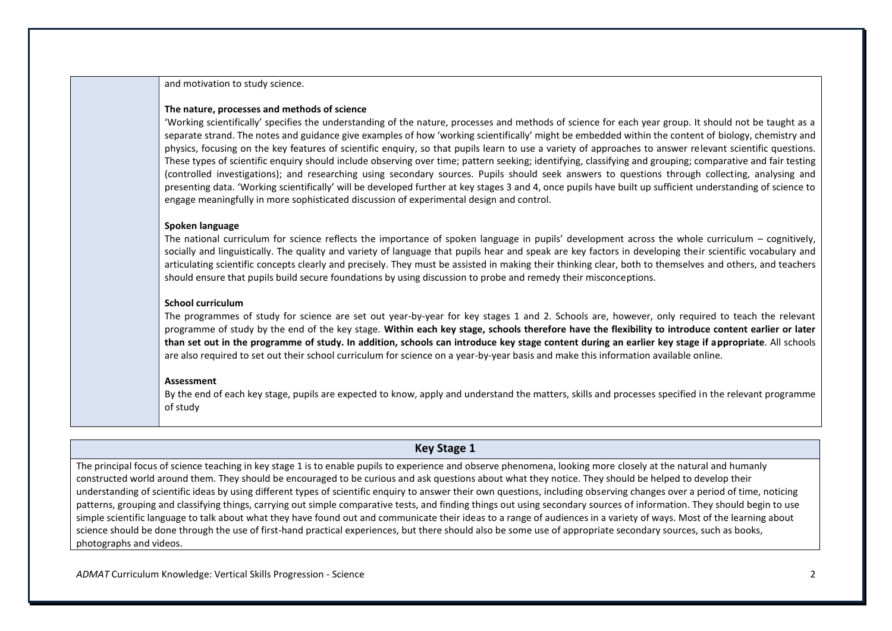and motivation to study science.

**The nature, processes and methods of science**

'Working scientifically' specifies the understanding of the nature, processes and methods of science for each year group. It should not be taught as a separate strand. The notes and guidance give examples of how 'working scientifically' might be embedded within the content of biology, chemistry and physics, focusing on the key features of scientific enquiry, so that pupils learn to use a variety of approaches to answer relevant scientific questions. These types of scientific enquiry should include observing over time; pattern seeking; identifying, classifying and grouping; comparative and fair testing (controlled investigations); and researching using secondary sources. Pupils should seek answers to questions through collecting, analysing and presenting data. 'Working scientifically' will be developed further at key stages 3 and 4, once pupils have built up sufficient understanding of science to engage meaningfully in more sophisticated discussion of experimental design and control.

**Spoken language**

The national curriculum for science reflects the importance of spoken language in pupils' development across the whole curriculum – cognitively, socially and linguistically. The quality and variety of language that pupils hear and speak are key factors in developing their scientific vocabulary and articulating scientific concepts clearly and precisely. They must be assisted in making their thinking clear, both to themselves and others, and teachers should ensure that pupils build secure foundations by using discussion to probe and remedy their misconceptions.

**School curriculum**

The programmes of study for science are set out year-by-year for key stages 1 and 2. Schools are, however, only required to teach the relevant programme of study by the end of the key stage. **Within each key stage, schools therefore have the flexibility to introduce content earlier or later than set out in the programme of study. In addition, schools can introduce key stage content during an earlier key stage if appropriate**. All schools are also required to set out their school curriculum for science on a year-by-year basis and make this information available online.

**Assessment**

By the end of each key stage, pupils are expected to know, apply and understand the matters, skills and processes specified in the relevant programme of study

## Key Stage 1

The principal focus of science teaching in key stage 1 is to enable pupils to experience and observe phenomena, looking more closely at the natural and humanly constructed world around them. They should be encouraged to be curious and ask questions about what they notice. They should be helped to develop their understanding of scientific ideas by using different types of scientific enquiry to answer their own questions, including observing changes over a period of time, noticing patterns, grouping and classifying things, carrying out simple comparative tests, and finding things out using secondary sources of information. They should begin to use simple scientific language to talk about what they have found out and communicate their ideas to a range of audiences in a variety of ways. Most of the learning about science should be done through the use of first-hand practical experiences, but there should also be some use of appropriate secondary sources, such as books, photographs and videos.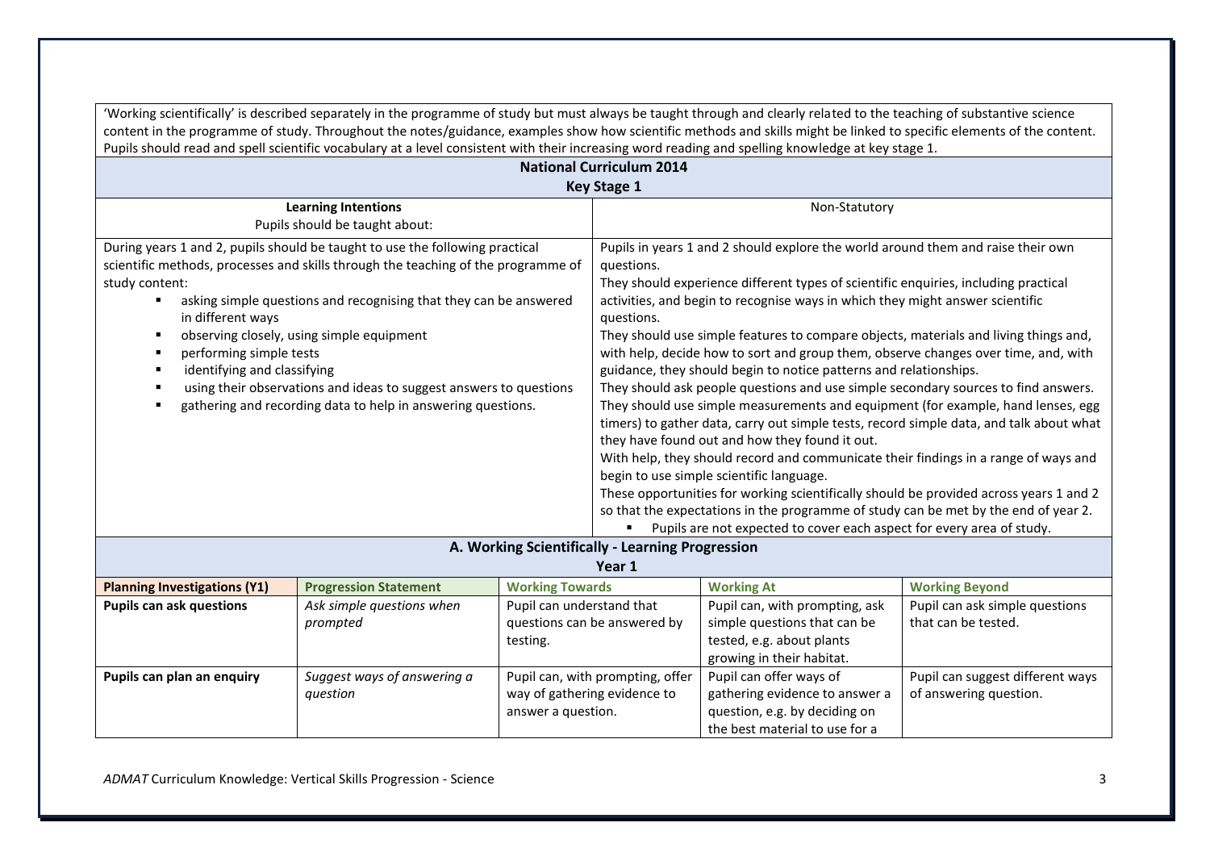'Working scientifically' is described separately in the programme of study but must always be taught through and clearly related to the teaching of substantive science content in the programme of study. Throughout the notes/guidance, examples show how scientific methods and skills might be linked to specific elements of the content. Pupils should read and spell scientific vocabulary at a level consistent with their increasing word reading and spelling knowledge at key stage 1.

## National Curriculum 2014
### Key Stage 1

| **Learning Intentions**<br>Pupils should be taught about: | Non-Statutory |
|---|---|
| During years 1 and 2, pupils should be taught to use the following practical scientific methods, processes and skills through the teaching of the programme of study content:<br>▪ asking simple questions and recognising that they can be answered in different ways<br>▪ observing closely, using simple equipment<br>▪ performing simple tests<br>▪ identifying and classifying<br>▪ using their observations and ideas to suggest answers to questions<br>▪ gathering and recording data to help in answering questions. | Pupils in years 1 and 2 should explore the world around them and raise their own questions.<br>They should experience different types of scientific enquiries, including practical activities, and begin to recognise ways in which they might answer scientific questions.<br>They should use simple features to compare objects, materials and living things and, with help, decide how to sort and group them, observe changes over time, and, with guidance, they should begin to notice patterns and relationships.<br>They should ask people questions and use simple secondary sources to find answers.<br>They should use simple measurements and equipment (for example, hand lenses, egg timers) to gather data, carry out simple tests, record simple data, and talk about what they have found out and how they found it out.<br>With help, they should record and communicate their findings in a range of ways and begin to use simple scientific language.<br>These opportunities for working scientifically should be provided across years 1 and 2 so that the expectations in the programme of study can be met by the end of year 2.<br>▪ Pupils are not expected to cover each aspect for every area of study. |

## A. Working Scientifically - Learning Progression
### Year 1

| Planning Investigations (Y1) | Progression Statement | Working Towards | Working At | Working Beyond |
|---|---|---|---|---|
| **Pupils can ask questions** | *Ask simple questions when prompted* | Pupil can understand that questions can be answered by testing. | Pupil can, with prompting, ask simple questions that can be tested, e.g. about plants growing in their habitat. | Pupil can ask simple questions that can be tested. |
| **Pupils can plan an enquiry** | *Suggest ways of answering a question* | Pupil can, with prompting, offer way of gathering evidence to answer a question. | Pupil can offer ways of gathering evidence to answer a question, e.g. by deciding on the best material to use for a | Pupil can suggest different ways of answering question. |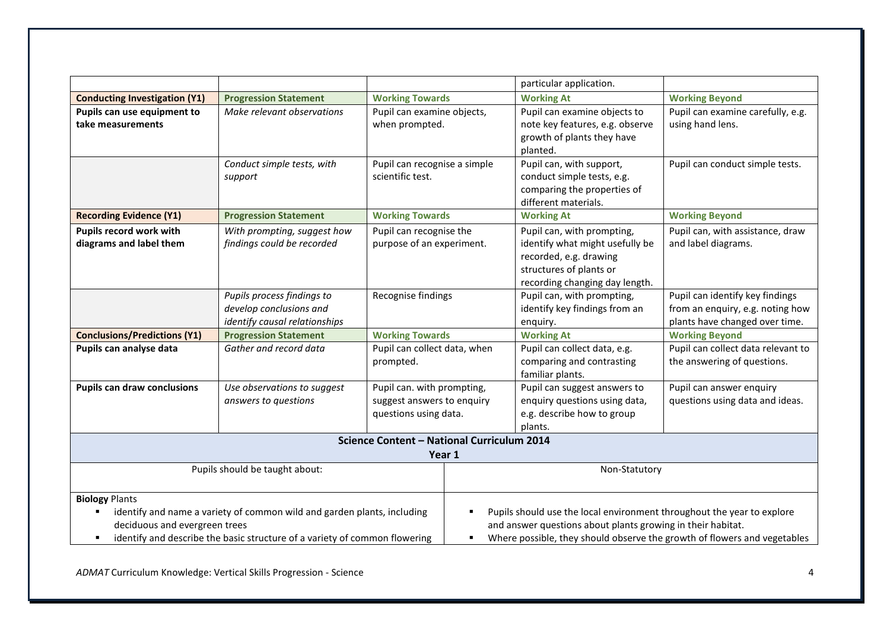| | | | particular application. | |
|---|---|---|---|---|
| **Conducting Investigation (Y1)** | **Progression Statement** | **Working Towards** | **Working At** | **Working Beyond** |
| **Pupils can use equipment to take measurements** | *Make relevant observations* | Pupil can examine objects, when prompted. | Pupil can examine objects to note key features, e.g. observe growth of plants they have planted. | Pupil can examine carefully, e.g. using hand lens. |
| | *Conduct simple tests, with support* | Pupil can recognise a simple scientific test. | Pupil can, with support, conduct simple tests, e.g. comparing the properties of different materials. | Pupil can conduct simple tests. |
| **Recording Evidence (Y1)** | **Progression Statement** | **Working Towards** | **Working At** | **Working Beyond** |
| **Pupils record work with diagrams and label them** | *With prompting, suggest how findings could be recorded* | Pupil can recognise the purpose of an experiment. | Pupil can, with prompting, identify what might usefully be recorded, e.g. drawing structures of plants or recording changing day length. | Pupil can, with assistance, draw and label diagrams. |
| | *Pupils process findings to develop conclusions and identify causal relationships* | Recognise findings | Pupil can, with prompting, identify key findings from an enquiry. | Pupil can identify key findings from an enquiry, e.g. noting how plants have changed over time. |
| **Conclusions/Predictions (Y1)** | **Progression Statement** | **Working Towards** | **Working At** | **Working Beyond** |
| **Pupils can analyse data** | *Gather and record data* | Pupil can collect data, when prompted. | Pupil can collect data, e.g. comparing and contrasting familiar plants. | Pupil can collect data relevant to the answering of questions. |
| **Pupils can draw conclusions** | *Use observations to suggest answers to questions* | Pupil can. with prompting, suggest answers to enquiry questions using data. | Pupil can suggest answers to enquiry questions using data, e.g. describe how to group plants. | Pupil can answer enquiry questions using data and ideas. |

**Science Content – National Curriculum 2014**
**Year 1**

| Pupils should be taught about: | Non-Statutory |
|---|---|
| **Biology** Plants<br>▪ identify and name a variety of common wild and garden plants, including deciduous and evergreen trees<br>▪ identify and describe the basic structure of a variety of common flowering | ▪ Pupils should use the local environment throughout the year to explore and answer questions about plants growing in their habitat.<br>▪ Where possible, they should observe the growth of flowers and vegetables |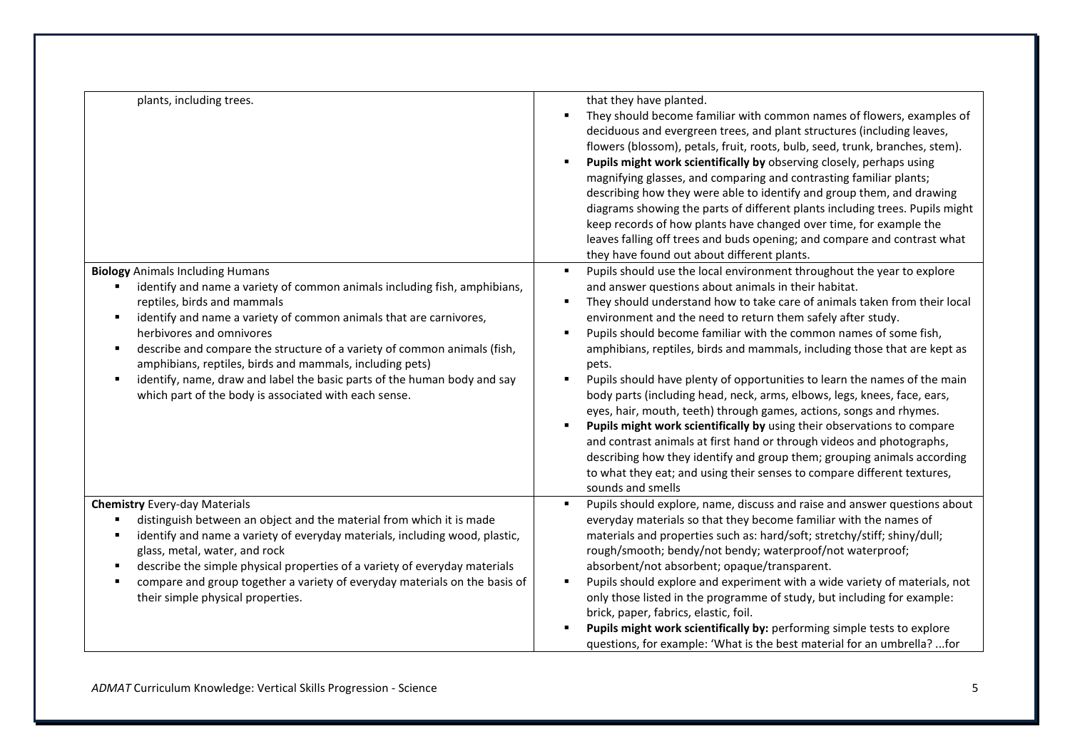| | |
|---|---|
| plants, including trees. | that they have planted.<br>▪ They should become familiar with common names of flowers, examples of deciduous and evergreen trees, and plant structures (including leaves, flowers (blossom), petals, fruit, roots, bulb, seed, trunk, branches, stem).<br>▪ **Pupils might work scientifically by** observing closely, perhaps using magnifying glasses, and comparing and contrasting familiar plants; describing how they were able to identify and group them, and drawing diagrams showing the parts of different plants including trees. Pupils might keep records of how plants have changed over time, for example the leaves falling off trees and buds opening; and compare and contrast what they have found out about different plants. |
| **Biology** Animals Including Humans<br>▪ identify and name a variety of common animals including fish, amphibians, reptiles, birds and mammals<br>▪ identify and name a variety of common animals that are carnivores, herbivores and omnivores<br>▪ describe and compare the structure of a variety of common animals (fish, amphibians, reptiles, birds and mammals, including pets)<br>▪ identify, name, draw and label the basic parts of the human body and say which part of the body is associated with each sense. | ▪ Pupils should use the local environment throughout the year to explore and answer questions about animals in their habitat.<br>▪ They should understand how to take care of animals taken from their local environment and the need to return them safely after study.<br>▪ Pupils should become familiar with the common names of some fish, amphibians, reptiles, birds and mammals, including those that are kept as pets.<br>▪ Pupils should have plenty of opportunities to learn the names of the main body parts (including head, neck, arms, elbows, legs, knees, face, ears, eyes, hair, mouth, teeth) through games, actions, songs and rhymes.<br>▪ **Pupils might work scientifically by** using their observations to compare and contrast animals at first hand or through videos and photographs, describing how they identify and group them; grouping animals according to what they eat; and using their senses to compare different textures, sounds and smells |
| **Chemistry** Every-day Materials<br>▪ distinguish between an object and the material from which it is made<br>▪ identify and name a variety of everyday materials, including wood, plastic, glass, metal, water, and rock<br>▪ describe the simple physical properties of a variety of everyday materials<br>▪ compare and group together a variety of everyday materials on the basis of their simple physical properties. | ▪ Pupils should explore, name, discuss and raise and answer questions about everyday materials so that they become familiar with the names of materials and properties such as: hard/soft; stretchy/stiff; shiny/dull; rough/smooth; bendy/not bendy; waterproof/not waterproof; absorbent/not absorbent; opaque/transparent.<br>▪ Pupils should explore and experiment with a wide variety of materials, not only those listed in the programme of study, but including for example: brick, paper, fabrics, elastic, foil.<br>▪ **Pupils might work scientifically by:** performing simple tests to explore questions, for example: 'What is the best material for an umbrella? ...for |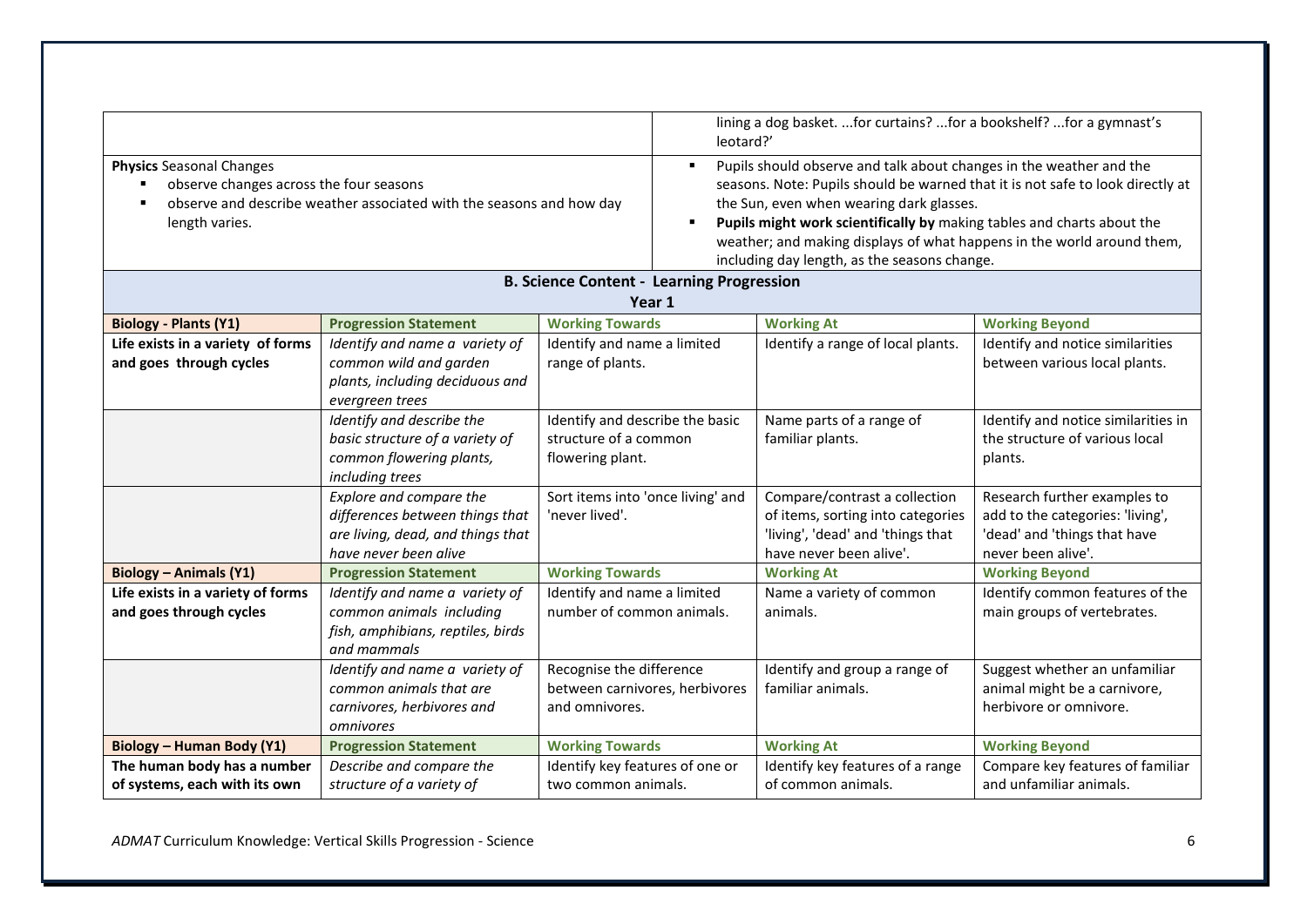| | lining a dog basket. ...for curtains? ...for a bookshelf? ...for a gymnast's leotard?' |
|---|---|
| **Physics** Seasonal Changes<br>▪ observe changes across the four seasons<br>▪ observe and describe weather associated with the seasons and how day length varies. | ▪ Pupils should observe and talk about changes in the weather and the seasons. Note: Pupils should be warned that it is not safe to look directly at the Sun, even when wearing dark glasses.<br>▪ **Pupils might work scientifically by** making tables and charts about the weather; and making displays of what happens in the world around them, including day length, as the seasons change. |

## B. Science Content - Learning Progression

### Year 1

| **Biology - Plants (Y1)** | **Progression Statement** | **Working Towards** | **Working At** | **Working Beyond** |
|---|---|---|---|---|
| **Life exists in a variety of forms and goes through cycles** | *Identify and name a variety of common wild and garden plants, including deciduous and evergreen trees* | Identify and name a limited range of plants. | Identify a range of local plants. | Identify and notice similarities between various local plants. |
| | *Identify and describe the basic structure of a variety of common flowering plants, including trees* | Identify and describe the basic structure of a common flowering plant. | Name parts of a range of familiar plants. | Identify and notice similarities in the structure of various local plants. |
| | *Explore and compare the differences between things that are living, dead, and things that have never been alive* | Sort items into 'once living' and 'never lived'. | Compare/contrast a collection of items, sorting into categories 'living', 'dead' and 'things that have never been alive'. | Research further examples to add to the categories: 'living', 'dead' and 'things that have never been alive'. |
| **Biology – Animals (Y1)** | **Progression Statement** | **Working Towards** | **Working At** | **Working Beyond** |
| **Life exists in a variety of forms and goes through cycles** | *Identify and name a variety of common animals including fish, amphibians, reptiles, birds and mammals* | Identify and name a limited number of common animals. | Name a variety of common animals. | Identify common features of the main groups of vertebrates. |
| | *Identify and name a variety of common animals that are carnivores, herbivores and omnivores* | Recognise the difference between carnivores, herbivores and omnivores. | Identify and group a range of familiar animals. | Suggest whether an unfamiliar animal might be a carnivore, herbivore or omnivore. |
| **Biology – Human Body (Y1)** | **Progression Statement** | **Working Towards** | **Working At** | **Working Beyond** |
| **The human body has a number of systems, each with its own** | *Describe and compare the structure of a variety of* | Identify key features of one or two common animals. | Identify key features of a range of common animals. | Compare key features of familiar and unfamiliar animals. |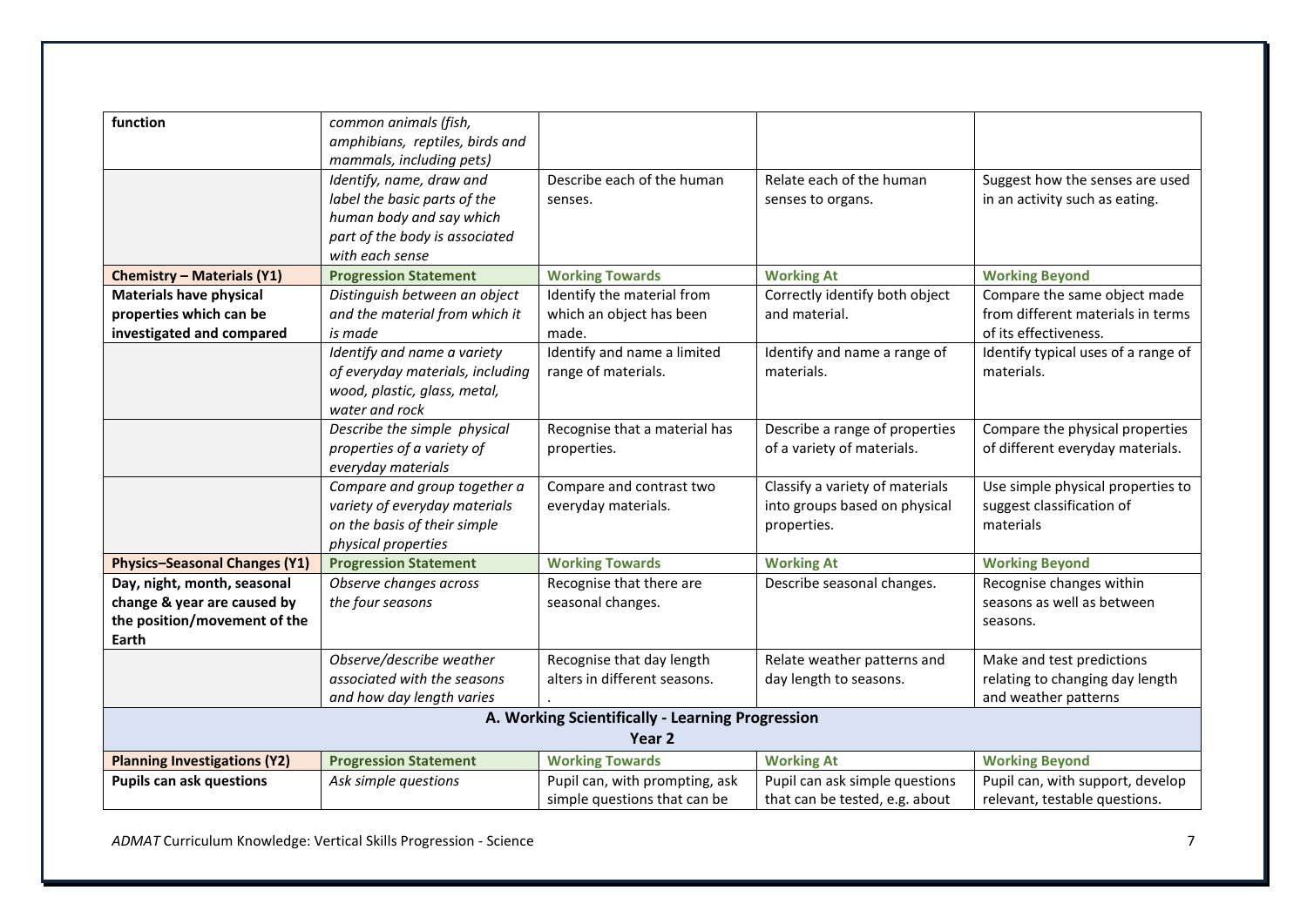| function | *common animals (fish, amphibians, reptiles, birds and mammals, including pets)* | | | |
|---|---|---|---|---|
| | *Identify, name, draw and label the basic parts of the human body and say which part of the body is associated with each sense* | Describe each of the human senses. | Relate each of the human senses to organs. | Suggest how the senses are used in an activity such as eating. |
| **Chemistry – Materials (Y1)** | **Progression Statement** | **Working Towards** | **Working At** | **Working Beyond** |
| **Materials have physical properties which can be investigated and compared** | *Distinguish between an object and the material from which it is made* | Identify the material from which an object has been made. | Correctly identify both object and material. | Compare the same object made from different materials in terms of its effectiveness. |
| | *Identify and name a variety of everyday materials, including wood, plastic, glass, metal, water and rock* | Identify and name a limited range of materials. | Identify and name a range of materials. | Identify typical uses of a range of materials. |
| | *Describe the simple physical properties of a variety of everyday materials* | Recognise that a material has properties. | Describe a range of properties of a variety of materials. | Compare the physical properties of different everyday materials. |
| | *Compare and group together a variety of everyday materials on the basis of their simple physical properties* | Compare and contrast two everyday materials. | Classify a variety of materials into groups based on physical properties. | Use simple physical properties to suggest classification of materials |
| **Physics–Seasonal Changes (Y1)** | **Progression Statement** | **Working Towards** | **Working At** | **Working Beyond** |
| **Day, night, month, seasonal change & year are caused by the position/movement of the Earth** | *Observe changes across the four seasons* | Recognise that there are seasonal changes. | Describe seasonal changes. | Recognise changes within seasons as well as between seasons. |
| | *Observe/describe weather associated with the seasons and how day length varies* | Recognise that day length alters in different seasons. . | Relate weather patterns and day length to seasons. | Make and test predictions relating to changing day length and weather patterns |
| **A. Working Scientifically - Learning Progression Year 2** | | | | |
| **Planning Investigations (Y2)** | **Progression Statement** | **Working Towards** | **Working At** | **Working Beyond** |
| **Pupils can ask questions** | *Ask simple questions* | Pupil can, with prompting, ask simple questions that can be | Pupil can ask simple questions that can be tested, e.g. about | Pupil can, with support, develop relevant, testable questions. |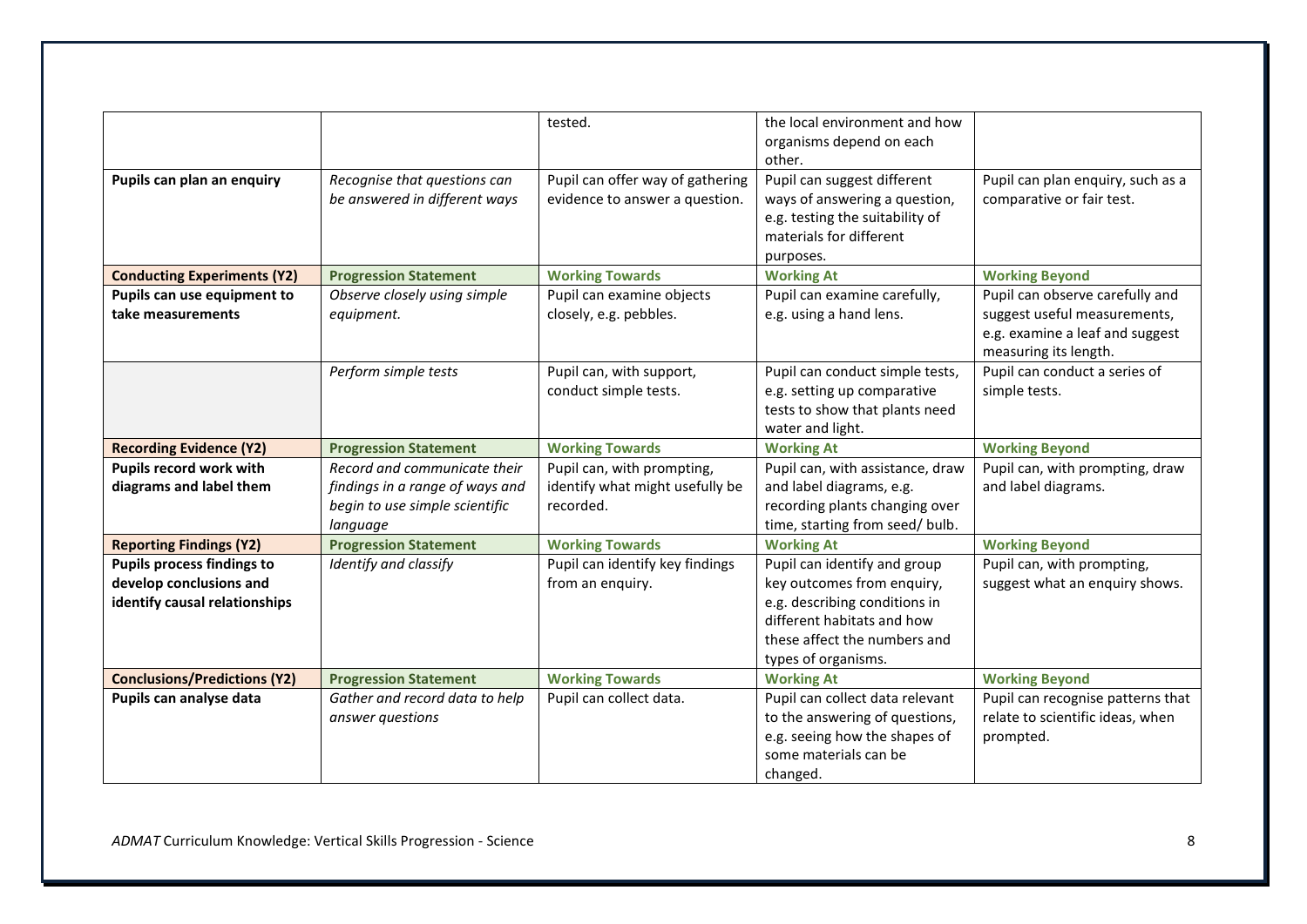| | | tested. | the local environment and how organisms depend on each other. | |
|---|---|---|---|---|
| **Pupils can plan an enquiry** | *Recognise that questions can be answered in different ways* | Pupil can offer way of gathering evidence to answer a question. | Pupil can suggest different ways of answering a question, e.g. testing the suitability of materials for different purposes. | Pupil can plan enquiry, such as a comparative or fair test. |
| **Conducting Experiments (Y2)** | **Progression Statement** | **Working Towards** | **Working At** | **Working Beyond** |
| **Pupils can use equipment to take measurements** | *Observe closely using simple equipment.* | Pupil can examine objects closely, e.g. pebbles. | Pupil can examine carefully, e.g. using a hand lens. | Pupil can observe carefully and suggest useful measurements, e.g. examine a leaf and suggest measuring its length. |
| | *Perform simple tests* | Pupil can, with support, conduct simple tests. | Pupil can conduct simple tests, e.g. setting up comparative tests to show that plants need water and light. | Pupil can conduct a series of simple tests. |
| **Recording Evidence (Y2)** | **Progression Statement** | **Working Towards** | **Working At** | **Working Beyond** |
| **Pupils record work with diagrams and label them** | *Record and communicate their findings in a range of ways and begin to use simple scientific language* | Pupil can, with prompting, identify what might usefully be recorded. | Pupil can, with assistance, draw and label diagrams, e.g. recording plants changing over time, starting from seed/ bulb. | Pupil can, with prompting, draw and label diagrams. |
| **Reporting Findings (Y2)** | **Progression Statement** | **Working Towards** | **Working At** | **Working Beyond** |
| **Pupils process findings to develop conclusions and identify causal relationships** | *Identify and classify* | Pupil can identify key findings from an enquiry. | Pupil can identify and group key outcomes from enquiry, e.g. describing conditions in different habitats and how these affect the numbers and types of organisms. | Pupil can, with prompting, suggest what an enquiry shows. |
| **Conclusions/Predictions (Y2)** | **Progression Statement** | **Working Towards** | **Working At** | **Working Beyond** |
| **Pupils can analyse data** | *Gather and record data to help answer questions* | Pupil can collect data. | Pupil can collect data relevant to the answering of questions, e.g. seeing how the shapes of some materials can be changed. | Pupil can recognise patterns that relate to scientific ideas, when prompted. |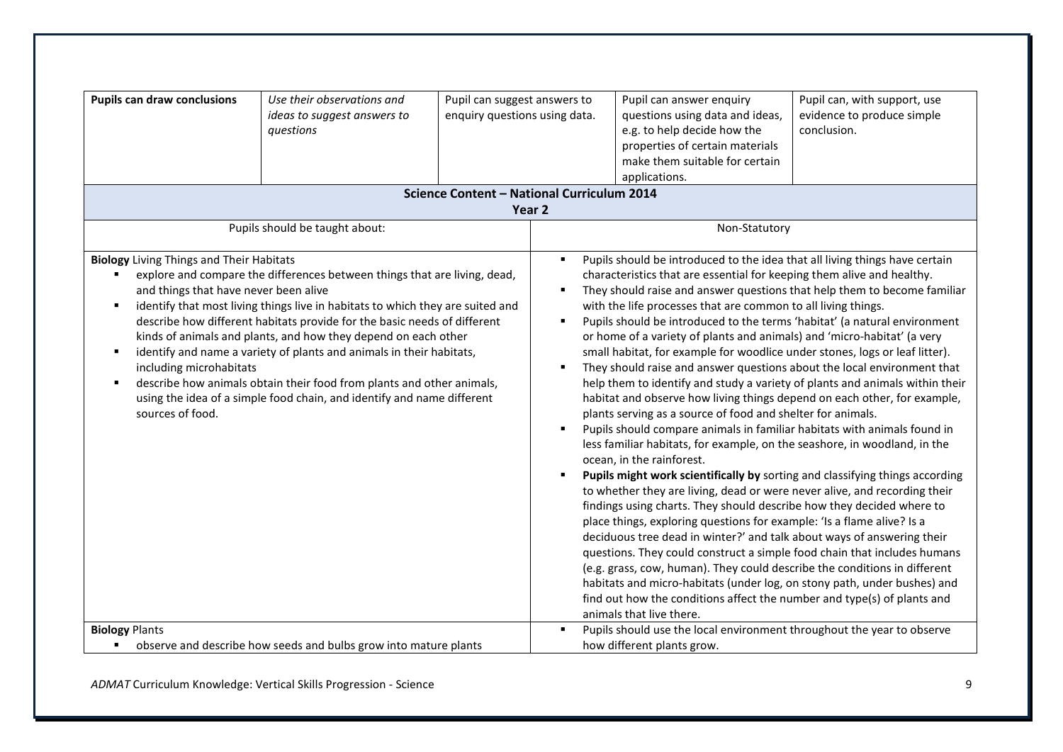| **Pupils can draw conclusions** | *Use their observations and ideas to suggest answers to questions* | Pupil can suggest answers to enquiry questions using data. | Pupil can answer enquiry questions using data and ideas, e.g. to help decide how the properties of certain materials make them suitable for certain applications. | Pupil can, with support, use evidence to produce simple conclusion. |
|---|---|---|---|---|

| **Science Content – National Curriculum 2014**<br>**Year 2** | |
|---|---|
| Pupils should be taught about: | Non-Statutory |
| **Biology** Living Things and Their Habitats<br>▪ explore and compare the differences between things that are living, dead, and things that have never been alive<br>▪ identify that most living things live in habitats to which they are suited and describe how different habitats provide for the basic needs of different kinds of animals and plants, and how they depend on each other<br>▪ identify and name a variety of plants and animals in their habitats, including microhabitats<br>▪ describe how animals obtain their food from plants and other animals, using the idea of a simple food chain, and identify and name different sources of food. | ▪ Pupils should be introduced to the idea that all living things have certain characteristics that are essential for keeping them alive and healthy.<br>▪ They should raise and answer questions that help them to become familiar with the life processes that are common to all living things.<br>▪ Pupils should be introduced to the terms 'habitat' (a natural environment or home of a variety of plants and animals) and 'micro-habitat' (a very small habitat, for example for woodlice under stones, logs or leaf litter).<br>▪ They should raise and answer questions about the local environment that help them to identify and study a variety of plants and animals within their habitat and observe how living things depend on each other, for example, plants serving as a source of food and shelter for animals.<br>▪ Pupils should compare animals in familiar habitats with animals found in less familiar habitats, for example, on the seashore, in woodland, in the ocean, in the rainforest.<br>▪ **Pupils might work scientifically by** sorting and classifying things according to whether they are living, dead or were never alive, and recording their findings using charts. They should describe how they decided where to place things, exploring questions for example: 'Is a flame alive? Is a deciduous tree dead in winter?' and talk about ways of answering their questions. They could construct a simple food chain that includes humans (e.g. grass, cow, human). They could describe the conditions in different habitats and micro-habitats (under log, on stony path, under bushes) and find out how the conditions affect the number and type(s) of plants and animals that live there. |
| **Biology** Plants<br>▪ observe and describe how seeds and bulbs grow into mature plants | ▪ Pupils should use the local environment throughout the year to observe how different plants grow. |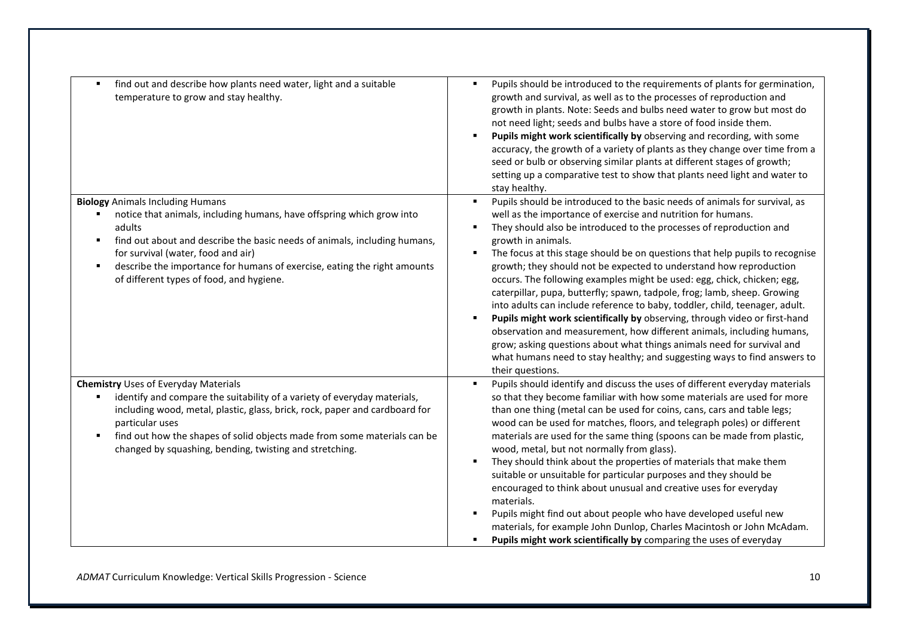| | |
|---|---|
| ▪ find out and describe how plants need water, light and a suitable temperature to grow and stay healthy. | ▪ Pupils should be introduced to the requirements of plants for germination, growth and survival, as well as to the processes of reproduction and growth in plants. Note: Seeds and bulbs need water to grow but most do not need light; seeds and bulbs have a store of food inside them.<br>▪ **Pupils might work scientifically by** observing and recording, with some accuracy, the growth of a variety of plants as they change over time from a seed or bulb or observing similar plants at different stages of growth; setting up a comparative test to show that plants need light and water to stay healthy. |
| **Biology** Animals Including Humans<br>▪ notice that animals, including humans, have offspring which grow into adults<br>▪ find out about and describe the basic needs of animals, including humans, for survival (water, food and air)<br>▪ describe the importance for humans of exercise, eating the right amounts of different types of food, and hygiene. | ▪ Pupils should be introduced to the basic needs of animals for survival, as well as the importance of exercise and nutrition for humans.<br>▪ They should also be introduced to the processes of reproduction and growth in animals.<br>▪ The focus at this stage should be on questions that help pupils to recognise growth; they should not be expected to understand how reproduction occurs. The following examples might be used: egg, chick, chicken; egg, caterpillar, pupa, butterfly; spawn, tadpole, frog; lamb, sheep. Growing into adults can include reference to baby, toddler, child, teenager, adult.<br>▪ **Pupils might work scientifically by** observing, through video or first-hand observation and measurement, how different animals, including humans, grow; asking questions about what things animals need for survival and what humans need to stay healthy; and suggesting ways to find answers to their questions. |
| **Chemistry** Uses of Everyday Materials<br>▪ identify and compare the suitability of a variety of everyday materials, including wood, metal, plastic, glass, brick, rock, paper and cardboard for particular uses<br>▪ find out how the shapes of solid objects made from some materials can be changed by squashing, bending, twisting and stretching. | ▪ Pupils should identify and discuss the uses of different everyday materials so that they become familiar with how some materials are used for more than one thing (metal can be used for coins, cans, cars and table legs; wood can be used for matches, floors, and telegraph poles) or different materials are used for the same thing (spoons can be made from plastic, wood, metal, but not normally from glass).<br>▪ They should think about the properties of materials that make them suitable or unsuitable for particular purposes and they should be encouraged to think about unusual and creative uses for everyday materials.<br>▪ Pupils might find out about people who have developed useful new materials, for example John Dunlop, Charles Macintosh or John McAdam.<br>▪ **Pupils might work scientifically by** comparing the uses of everyday |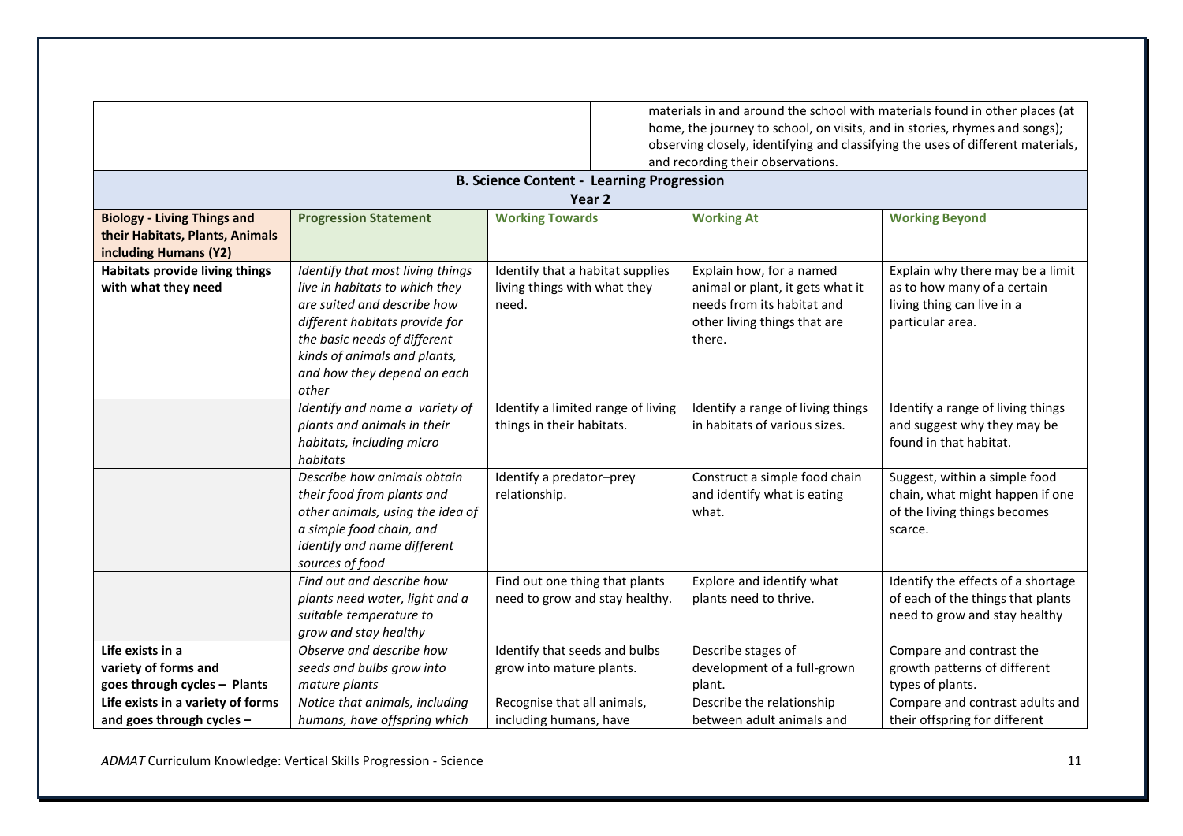| | | | |
|---|---|---|---|
| | | materials in and around the school with materials found in other places (at home, the journey to school, on visits, and in stories, rhymes and songs); observing closely, identifying and classifying the uses of different materials, and recording their observations. | |

**B. Science Content - Learning Progression**

**Year 2**

| **Biology - Living Things and their Habitats, Plants, Animals including Humans (Y2)** | **Progression Statement** | **Working Towards** | **Working At** | **Working Beyond** |
|---|---|---|---|---|
| **Habitats provide living things with what they need** | *Identify that most living things live in habitats to which they are suited and describe how different habitats provide for the basic needs of different kinds of animals and plants, and how they depend on each other* | Identify that a habitat supplies living things with what they need. | Explain how, for a named animal or plant, it gets what it needs from its habitat and other living things that are there. | Explain why there may be a limit as to how many of a certain living thing can live in a particular area. |
| | *Identify and name a variety of plants and animals in their habitats, including micro habitats* | Identify a limited range of living things in their habitats. | Identify a range of living things in habitats of various sizes. | Identify a range of living things and suggest why they may be found in that habitat. |
| | *Describe how animals obtain their food from plants and other animals, using the idea of a simple food chain, and identify and name different sources of food* | Identify a predator–prey relationship. | Construct a simple food chain and identify what is eating what. | Suggest, within a simple food chain, what might happen if one of the living things becomes scarce. |
| | *Find out and describe how plants need water, light and a suitable temperature to grow and stay healthy* | Find out one thing that plants need to grow and stay healthy. | Explore and identify what plants need to thrive. | Identify the effects of a shortage of each of the things that plants need to grow and stay healthy |
| **Life exists in a variety of forms and goes through cycles – Plants** | *Observe and describe how seeds and bulbs grow into mature plants* | Identify that seeds and bulbs grow into mature plants. | Describe stages of development of a full-grown plant. | Compare and contrast the growth patterns of different types of plants. |
| **Life exists in a variety of forms and goes through cycles –** | *Notice that animals, including humans, have offspring which* | Recognise that all animals, including humans, have | Describe the relationship between adult animals and | Compare and contrast adults and their offspring for different |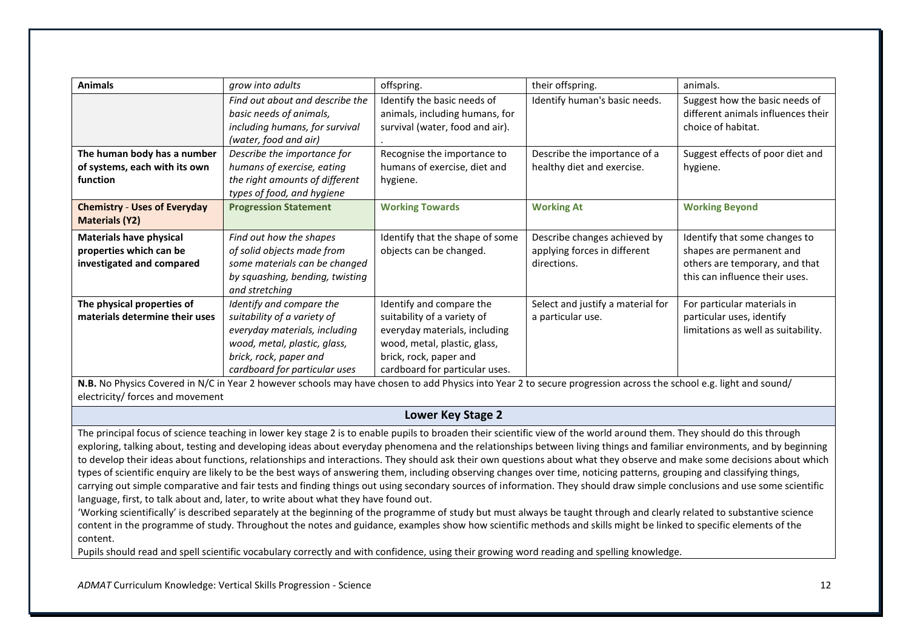| Animals | *grow into adults* | offspring. | their offspring. | animals. |
|---|---|---|---|---|
| | *Find out about and describe the basic needs of animals, including humans, for survival (water, food and air)* | Identify the basic needs of animals, including humans, for survival (water, food and air). . | Identify human's basic needs. | Suggest how the basic needs of different animals influences their choice of habitat. |
| **The human body has a number of systems, each with its own function** | *Describe the importance for humans of exercise, eating the right amounts of different types of food, and hygiene* | Recognise the importance to humans of exercise, diet and hygiene. | Describe the importance of a healthy diet and exercise. | Suggest effects of poor diet and hygiene. |
| **Chemistry - Uses of Everyday Materials (Y2)** | **Progression Statement** | **Working Towards** | **Working At** | **Working Beyond** |
| **Materials have physical properties which can be investigated and compared** | *Find out how the shapes of solid objects made from some materials can be changed by squashing, bending, twisting and stretching* | Identify that the shape of some objects can be changed. | Describe changes achieved by applying forces in different directions. | Identify that some changes to shapes are permanent and others are temporary, and that this can influence their uses. |
| **The physical properties of materials determine their uses** | *Identify and compare the suitability of a variety of everyday materials, including wood, metal, plastic, glass, brick, rock, paper and cardboard for particular uses* | Identify and compare the suitability of a variety of everyday materials, including wood, metal, plastic, glass, brick, rock, paper and cardboard for particular uses. | Select and justify a material for a particular use. | For particular materials in particular uses, identify limitations as well as suitability. |

**N.B.** No Physics Covered in N/C in Year 2 however schools may have chosen to add Physics into Year 2 to secure progression across the school e.g. light and sound/ electricity/ forces and movement

## Lower Key Stage 2

The principal focus of science teaching in lower key stage 2 is to enable pupils to broaden their scientific view of the world around them. They should do this through exploring, talking about, testing and developing ideas about everyday phenomena and the relationships between living things and familiar environments, and by beginning to develop their ideas about functions, relationships and interactions. They should ask their own questions about what they observe and make some decisions about which types of scientific enquiry are likely to be the best ways of answering them, including observing changes over time, noticing patterns, grouping and classifying things, carrying out simple comparative and fair tests and finding things out using secondary sources of information. They should draw simple conclusions and use some scientific language, first, to talk about and, later, to write about what they have found out.

'Working scientifically' is described separately at the beginning of the programme of study but must always be taught through and clearly related to substantive science content in the programme of study. Throughout the notes and guidance, examples show how scientific methods and skills might be linked to specific elements of the content.

Pupils should read and spell scientific vocabulary correctly and with confidence, using their growing word reading and spelling knowledge.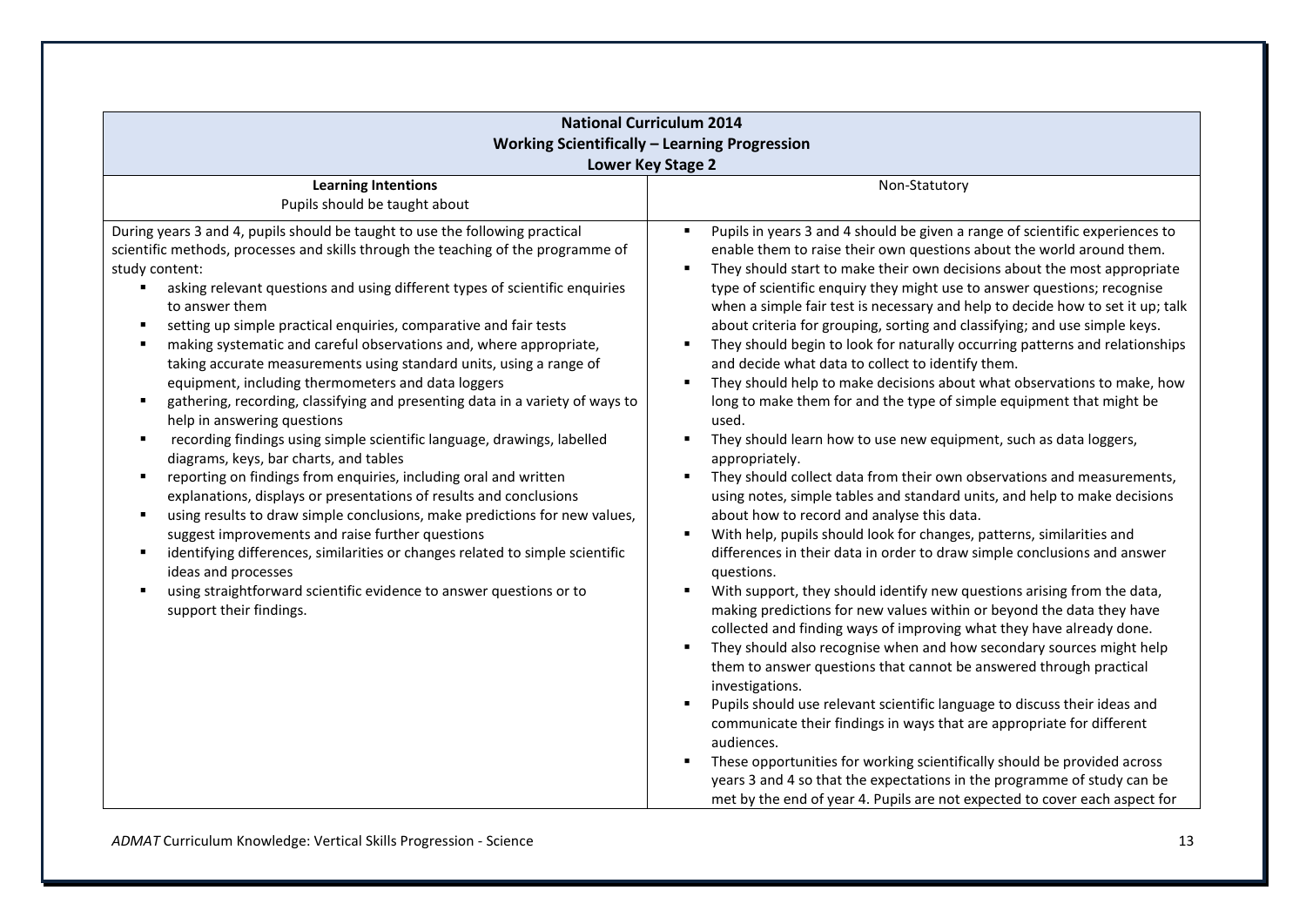| National Curriculum 2014<br>Working Scientifically – Learning Progression<br>Lower Key Stage 2 | |
|---|---|
| **Learning Intentions**<br>Pupils should be taught about | Non-Statutory |
| During years 3 and 4, pupils should be taught to use the following practical scientific methods, processes and skills through the teaching of the programme of study content:<br>▪ asking relevant questions and using different types of scientific enquiries to answer them<br>▪ setting up simple practical enquiries, comparative and fair tests<br>▪ making systematic and careful observations and, where appropriate, taking accurate measurements using standard units, using a range of equipment, including thermometers and data loggers<br>▪ gathering, recording, classifying and presenting data in a variety of ways to help in answering questions<br>▪ recording findings using simple scientific language, drawings, labelled diagrams, keys, bar charts, and tables<br>▪ reporting on findings from enquiries, including oral and written explanations, displays or presentations of results and conclusions<br>▪ using results to draw simple conclusions, make predictions for new values, suggest improvements and raise further questions<br>▪ identifying differences, similarities or changes related to simple scientific ideas and processes<br>▪ using straightforward scientific evidence to answer questions or to support their findings. | ▪ Pupils in years 3 and 4 should be given a range of scientific experiences to enable them to raise their own questions about the world around them.<br>▪ They should start to make their own decisions about the most appropriate type of scientific enquiry they might use to answer questions; recognise when a simple fair test is necessary and help to decide how to set it up; talk about criteria for grouping, sorting and classifying; and use simple keys.<br>▪ They should begin to look for naturally occurring patterns and relationships and decide what data to collect to identify them.<br>▪ They should help to make decisions about what observations to make, how long to make them for and the type of simple equipment that might be used.<br>▪ They should learn how to use new equipment, such as data loggers, appropriately.<br>▪ They should collect data from their own observations and measurements, using notes, simple tables and standard units, and help to make decisions about how to record and analyse this data.<br>▪ With help, pupils should look for changes, patterns, similarities and differences in their data in order to draw simple conclusions and answer questions.<br>▪ With support, they should identify new questions arising from the data, making predictions for new values within or beyond the data they have collected and finding ways of improving what they have already done.<br>▪ They should also recognise when and how secondary sources might help them to answer questions that cannot be answered through practical investigations.<br>▪ Pupils should use relevant scientific language to discuss their ideas and communicate their findings in ways that are appropriate for different audiences.<br>▪ These opportunities for working scientifically should be provided across years 3 and 4 so that the expectations in the programme of study can be met by the end of year 4. Pupils are not expected to cover each aspect for |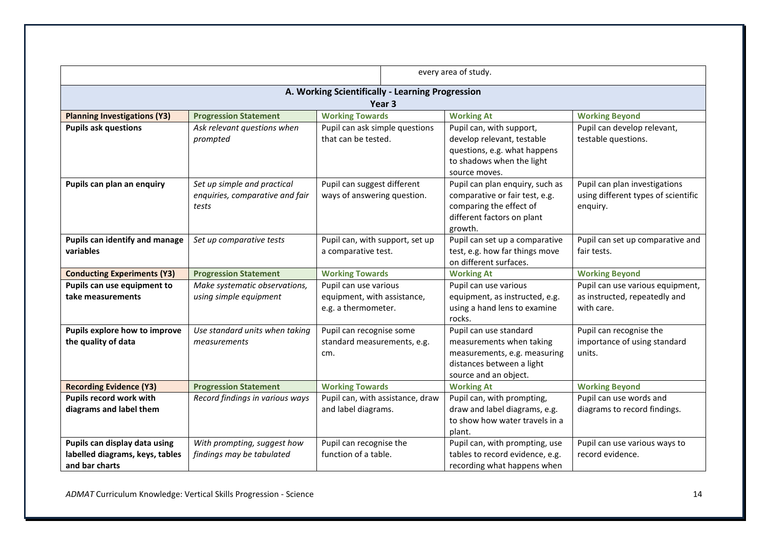| | | every area of study. |
|---|---|---|

## A. Working Scientifically - Learning Progression

### Year 3

| **Planning Investigations (Y3)** | **Progression Statement** | **Working Towards** | **Working At** | **Working Beyond** |
|---|---|---|---|---|
| **Pupils ask questions** | *Ask relevant questions when prompted* | Pupil can ask simple questions that can be tested. | Pupil can, with support, develop relevant, testable questions, e.g. what happens to shadows when the light source moves. | Pupil can develop relevant, testable questions. |
| **Pupils can plan an enquiry** | *Set up simple and practical enquiries, comparative and fair tests* | Pupil can suggest different ways of answering question. | Pupil can plan enquiry, such as comparative or fair test, e.g. comparing the effect of different factors on plant growth. | Pupil can plan investigations using different types of scientific enquiry. |
| **Pupils can identify and manage variables** | *Set up comparative tests* | Pupil can, with support, set up a comparative test. | Pupil can set up a comparative test, e.g. how far things move on different surfaces. | Pupil can set up comparative and fair tests. |
| **Conducting Experiments (Y3)** | **Progression Statement** | **Working Towards** | **Working At** | **Working Beyond** |
| **Pupils can use equipment to take measurements** | *Make systematic observations, using simple equipment* | Pupil can use various equipment, with assistance, e.g. a thermometer. | Pupil can use various equipment, as instructed, e.g. using a hand lens to examine rocks. | Pupil can use various equipment, as instructed, repeatedly and with care. |
| **Pupils explore how to improve the quality of data** | *Use standard units when taking measurements* | Pupil can recognise some standard measurements, e.g. cm. | Pupil can use standard measurements when taking measurements, e.g. measuring distances between a light source and an object. | Pupil can recognise the importance of using standard units. |
| **Recording Evidence (Y3)** | **Progression Statement** | **Working Towards** | **Working At** | **Working Beyond** |
| **Pupils record work with diagrams and label them** | *Record findings in various ways* | Pupil can, with assistance, draw and label diagrams. | Pupil can, with prompting, draw and label diagrams, e.g. to show how water travels in a plant. | Pupil can use words and diagrams to record findings. |
| **Pupils can display data using labelled diagrams, keys, tables and bar charts** | *With prompting, suggest how findings may be tabulated* | Pupil can recognise the function of a table. | Pupil can, with prompting, use tables to record evidence, e.g. recording what happens when | Pupil can use various ways to record evidence. |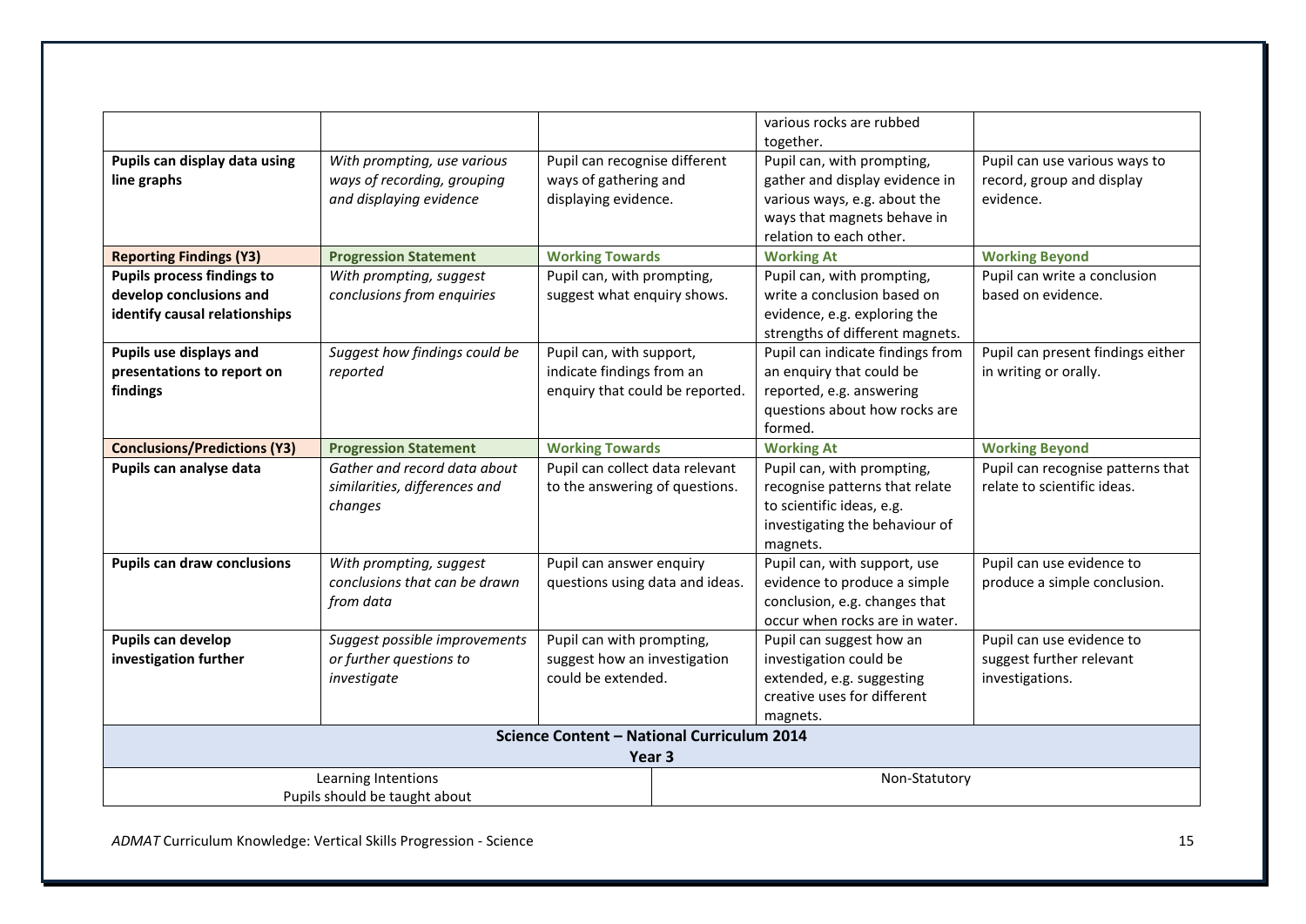| | | | | |
|---|---|---|---|---|
| | | | various rocks are rubbed together. | |
| **Pupils can display data using line graphs** | *With prompting, use various ways of recording, grouping and displaying evidence* | Pupil can recognise different ways of gathering and displaying evidence. | Pupil can, with prompting, gather and display evidence in various ways, e.g. about the ways that magnets behave in relation to each other. | Pupil can use various ways to record, group and display evidence. |
| **Reporting Findings (Y3)** | **Progression Statement** | **Working Towards** | **Working At** | **Working Beyond** |
| **Pupils process findings to develop conclusions and identify causal relationships** | *With prompting, suggest conclusions from enquiries* | Pupil can, with prompting, suggest what enquiry shows. | Pupil can, with prompting, write a conclusion based on evidence, e.g. exploring the strengths of different magnets. | Pupil can write a conclusion based on evidence. |
| **Pupils use displays and presentations to report on findings** | *Suggest how findings could be reported* | Pupil can, with support, indicate findings from an enquiry that could be reported. | Pupil can indicate findings from an enquiry that could be reported, e.g. answering questions about how rocks are formed. | Pupil can present findings either in writing or orally. |
| **Conclusions/Predictions (Y3)** | **Progression Statement** | **Working Towards** | **Working At** | **Working Beyond** |
| **Pupils can analyse data** | *Gather and record data about similarities, differences and changes* | Pupil can collect data relevant to the answering of questions. | Pupil can, with prompting, recognise patterns that relate to scientific ideas, e.g. investigating the behaviour of magnets. | Pupil can recognise patterns that relate to scientific ideas. |
| **Pupils can draw conclusions** | *With prompting, suggest conclusions that can be drawn from data* | Pupil can answer enquiry questions using data and ideas. | Pupil can, with support, use evidence to produce a simple conclusion, e.g. changes that occur when rocks are in water. | Pupil can use evidence to produce a simple conclusion. |
| **Pupils can develop investigation further** | *Suggest possible improvements or further questions to investigate* | Pupil can with prompting, suggest how an investigation could be extended. | Pupil can suggest how an investigation could be extended, e.g. suggesting creative uses for different magnets. | Pupil can use evidence to suggest further relevant investigations. |

**Science Content – National Curriculum 2014**

**Year 3**

| Learning Intentions<br>Pupils should be taught about | Non-Statutory |
|---|---|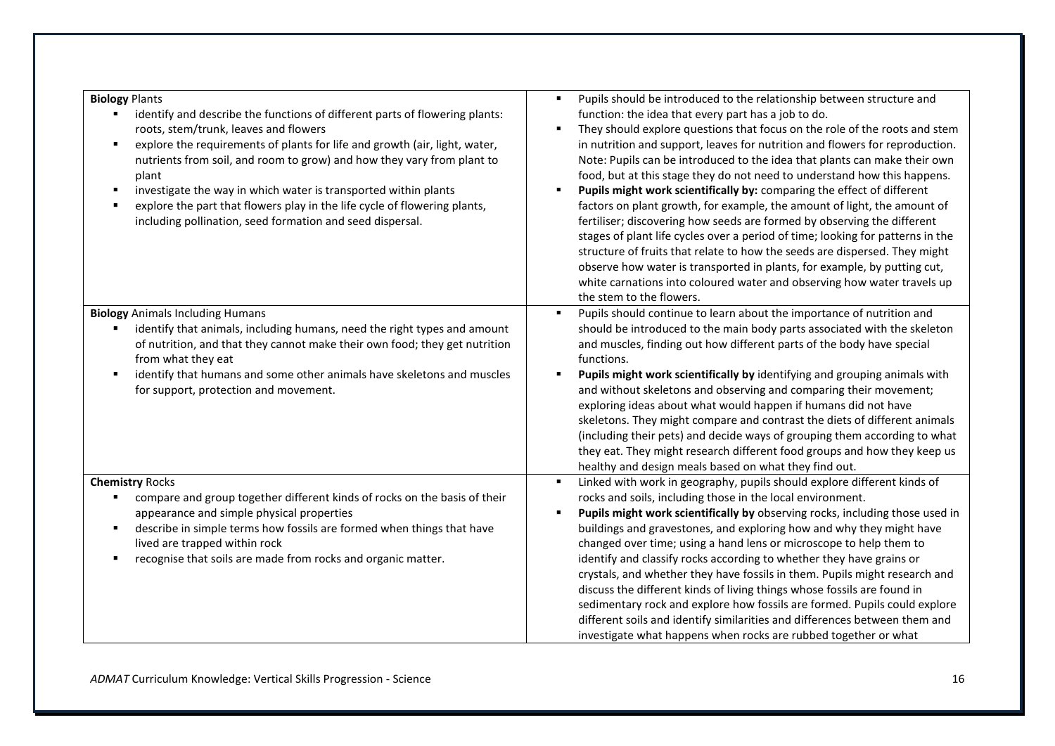| | |
|---|---|
| **Biology** Plants<br>▪ identify and describe the functions of different parts of flowering plants: roots, stem/trunk, leaves and flowers<br>▪ explore the requirements of plants for life and growth (air, light, water, nutrients from soil, and room to grow) and how they vary from plant to plant<br>▪ investigate the way in which water is transported within plants<br>▪ explore the part that flowers play in the life cycle of flowering plants, including pollination, seed formation and seed dispersal. | ▪ Pupils should be introduced to the relationship between structure and function: the idea that every part has a job to do.<br>▪ They should explore questions that focus on the role of the roots and stem in nutrition and support, leaves for nutrition and flowers for reproduction. Note: Pupils can be introduced to the idea that plants can make their own food, but at this stage they do not need to understand how this happens.<br>▪ **Pupils might work scientifically by:** comparing the effect of different factors on plant growth, for example, the amount of light, the amount of fertiliser; discovering how seeds are formed by observing the different stages of plant life cycles over a period of time; looking for patterns in the structure of fruits that relate to how the seeds are dispersed. They might observe how water is transported in plants, for example, by putting cut, white carnations into coloured water and observing how water travels up the stem to the flowers. |
| **Biology** Animals Including Humans<br>▪ identify that animals, including humans, need the right types and amount of nutrition, and that they cannot make their own food; they get nutrition from what they eat<br>▪ identify that humans and some other animals have skeletons and muscles for support, protection and movement. | ▪ Pupils should continue to learn about the importance of nutrition and should be introduced to the main body parts associated with the skeleton and muscles, finding out how different parts of the body have special functions.<br>▪ **Pupils might work scientifically by** identifying and grouping animals with and without skeletons and observing and comparing their movement; exploring ideas about what would happen if humans did not have skeletons. They might compare and contrast the diets of different animals (including their pets) and decide ways of grouping them according to what they eat. They might research different food groups and how they keep us healthy and design meals based on what they find out. |
| **Chemistry** Rocks<br>▪ compare and group together different kinds of rocks on the basis of their appearance and simple physical properties<br>▪ describe in simple terms how fossils are formed when things that have lived are trapped within rock<br>▪ recognise that soils are made from rocks and organic matter. | ▪ Linked with work in geography, pupils should explore different kinds of rocks and soils, including those in the local environment.<br>▪ **Pupils might work scientifically by** observing rocks, including those used in buildings and gravestones, and exploring how and why they might have changed over time; using a hand lens or microscope to help them to identify and classify rocks according to whether they have grains or crystals, and whether they have fossils in them. Pupils might research and discuss the different kinds of living things whose fossils are found in sedimentary rock and explore how fossils are formed. Pupils could explore different soils and identify similarities and differences between them and investigate what happens when rocks are rubbed together or what |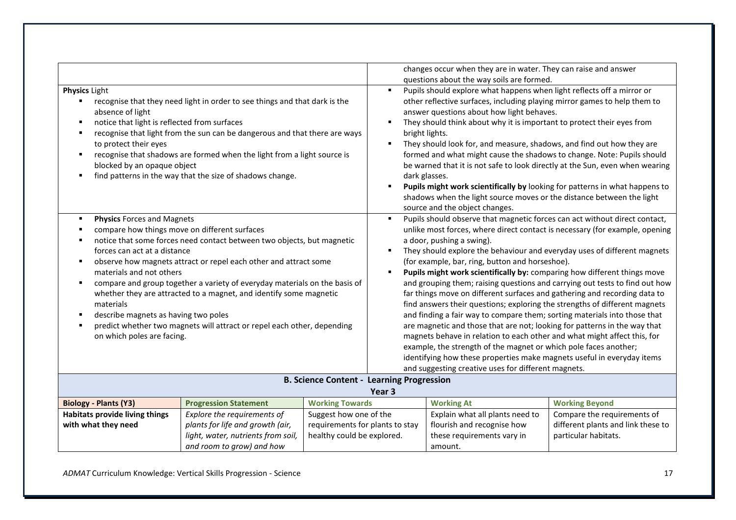| | |
|---|---|
| | changes occur when they are in water. They can raise and answer questions about the way soils are formed. |
| **Physics** Light<br>▪ recognise that they need light in order to see things and that dark is the absence of light<br>▪ notice that light is reflected from surfaces<br>▪ recognise that light from the sun can be dangerous and that there are ways to protect their eyes<br>▪ recognise that shadows are formed when the light from a light source is blocked by an opaque object<br>▪ find patterns in the way that the size of shadows change. | ▪ Pupils should explore what happens when light reflects off a mirror or other reflective surfaces, including playing mirror games to help them to answer questions about how light behaves.<br>▪ They should think about why it is important to protect their eyes from bright lights.<br>▪ They should look for, and measure, shadows, and find out how they are formed and what might cause the shadows to change. Note: Pupils should be warned that it is not safe to look directly at the Sun, even when wearing dark glasses.<br>▪ **Pupils might work scientifically by** looking for patterns in what happens to shadows when the light source moves or the distance between the light source and the object changes. |
| ▪ **Physics** Forces and Magnets<br>▪ compare how things move on different surfaces<br>▪ notice that some forces need contact between two objects, but magnetic forces can act at a distance<br>▪ observe how magnets attract or repel each other and attract some materials and not others<br>▪ compare and group together a variety of everyday materials on the basis of whether they are attracted to a magnet, and identify some magnetic materials<br>▪ describe magnets as having two poles<br>▪ predict whether two magnets will attract or repel each other, depending on which poles are facing. | ▪ Pupils should observe that magnetic forces can act without direct contact, unlike most forces, where direct contact is necessary (for example, opening a door, pushing a swing).<br>▪ They should explore the behaviour and everyday uses of different magnets (for example, bar, ring, button and horseshoe).<br>▪ **Pupils might work scientifically by:** comparing how different things move and grouping them; raising questions and carrying out tests to find out how far things move on different surfaces and gathering and recording data to find answers their questions; exploring the strengths of different magnets and finding a fair way to compare them; sorting materials into those that are magnetic and those that are not; looking for patterns in the way that magnets behave in relation to each other and what might affect this, for example, the strength of the magnet or which pole faces another; identifying how these properties make magnets useful in everyday items and suggesting creative uses for different magnets. |

## B. Science Content - Learning Progression

### Year 3

| Biology - Plants (Y3) | Progression Statement | Working Towards | Working At | Working Beyond |
|---|---|---|---|---|
| **Habitats provide living things with what they need** | *Explore the requirements of plants for life and growth (air, light, water, nutrients from soil, and room to grow) and how* | Suggest how one of the requirements for plants to stay healthy could be explored. | Explain what all plants need to flourish and recognise how these requirements vary in amount. | Compare the requirements of different plants and link these to particular habitats. |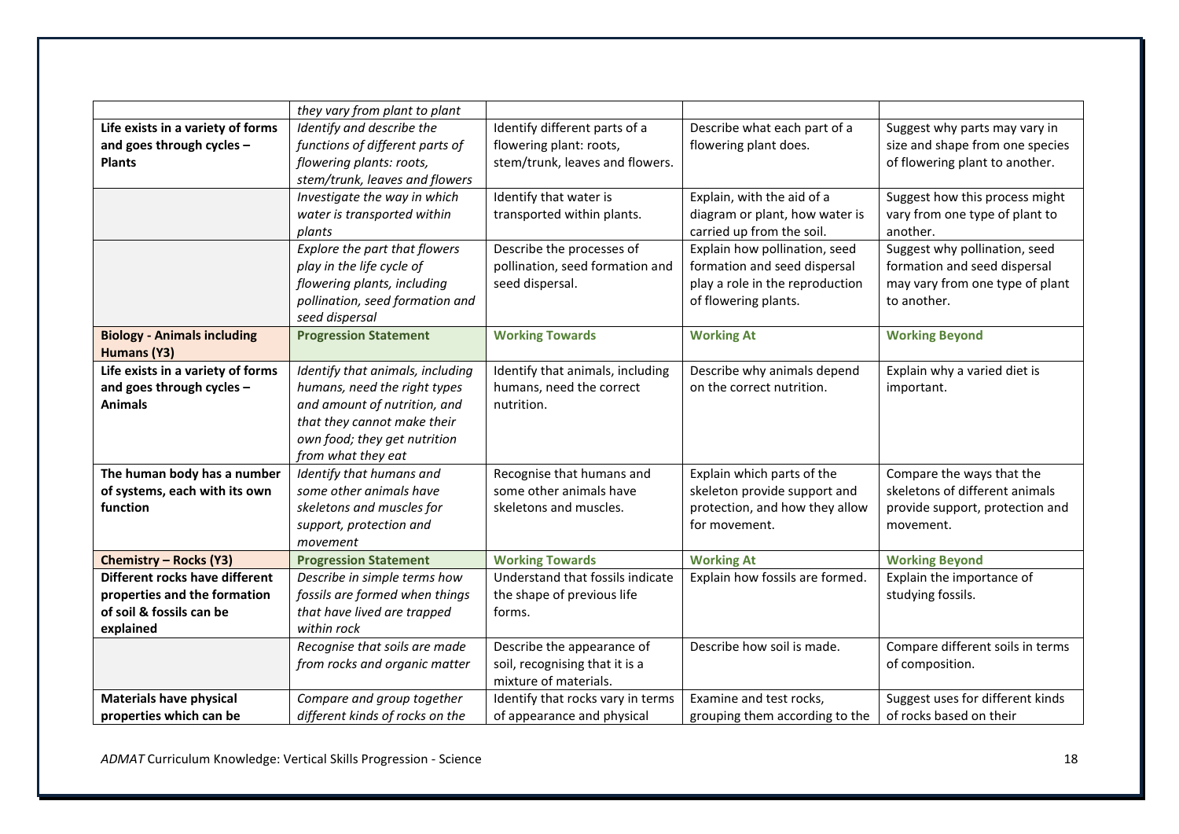| | | | | |
|---|---|---|---|---|
| | *they vary from plant to plant* | | | |
| **Life exists in a variety of forms and goes through cycles – Plants** | *Identify and describe the functions of different parts of flowering plants: roots, stem/trunk, leaves and flowers* | Identify different parts of a flowering plant: roots, stem/trunk, leaves and flowers. | Describe what each part of a flowering plant does. | Suggest why parts may vary in size and shape from one species of flowering plant to another. |
| | *Investigate the way in which water is transported within plants* | Identify that water is transported within plants. | Explain, with the aid of a diagram or plant, how water is carried up from the soil. | Suggest how this process might vary from one type of plant to another. |
| | *Explore the part that flowers play in the life cycle of flowering plants, including pollination, seed formation and seed dispersal* | Describe the processes of pollination, seed formation and seed dispersal. | Explain how pollination, seed formation and seed dispersal play a role in the reproduction of flowering plants. | Suggest why pollination, seed formation and seed dispersal may vary from one type of plant to another. |
| **Biology - Animals including Humans (Y3)** | **Progression Statement** | **Working Towards** | **Working At** | **Working Beyond** |
| **Life exists in a variety of forms and goes through cycles – Animals** | *Identify that animals, including humans, need the right types and amount of nutrition, and that they cannot make their own food; they get nutrition from what they eat* | Identify that animals, including humans, need the correct nutrition. | Describe why animals depend on the correct nutrition. | Explain why a varied diet is important. |
| **The human body has a number of systems, each with its own function** | *Identify that humans and some other animals have skeletons and muscles for support, protection and movement* | Recognise that humans and some other animals have skeletons and muscles. | Explain which parts of the skeleton provide support and protection, and how they allow for movement. | Compare the ways that the skeletons of different animals provide support, protection and movement. |
| **Chemistry – Rocks (Y3)** | **Progression Statement** | **Working Towards** | **Working At** | **Working Beyond** |
| **Different rocks have different properties and the formation of soil & fossils can be explained** | *Describe in simple terms how fossils are formed when things that have lived are trapped within rock* | Understand that fossils indicate the shape of previous life forms. | Explain how fossils are formed. | Explain the importance of studying fossils. |
| | *Recognise that soils are made from rocks and organic matter* | Describe the appearance of soil, recognising that it is a mixture of materials. | Describe how soil is made. | Compare different soils in terms of composition. |
| **Materials have physical properties which can be** | *Compare and group together different kinds of rocks on the* | Identify that rocks vary in terms of appearance and physical | Examine and test rocks, grouping them according to the | Suggest uses for different kinds of rocks based on their |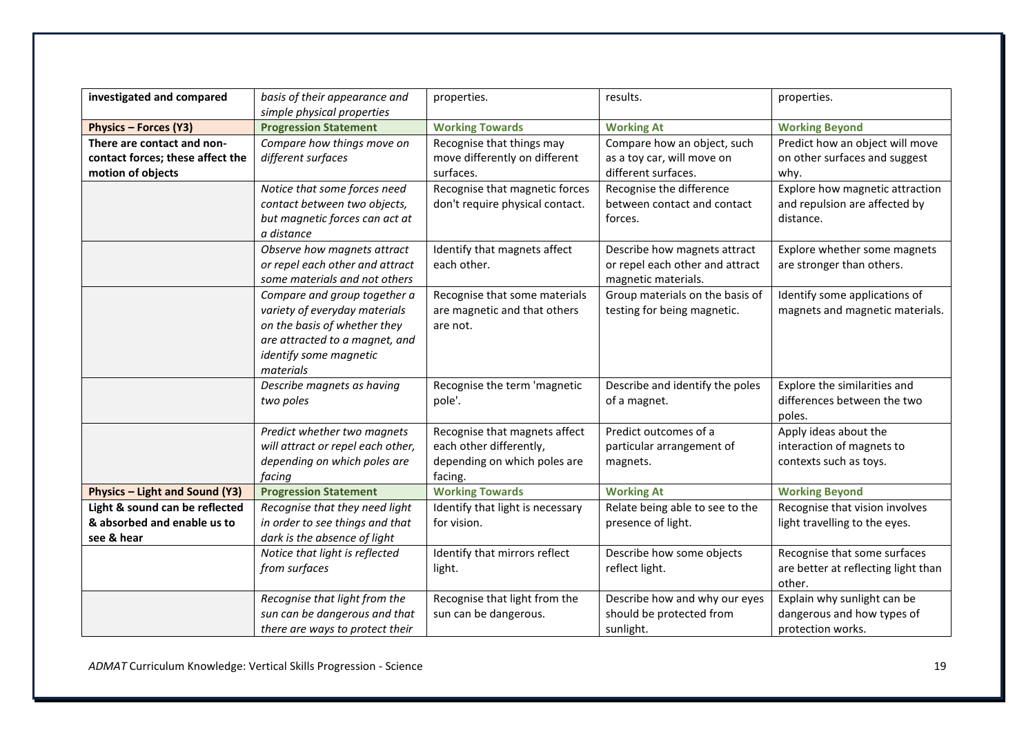| **investigated and compared** | *basis of their appearance and simple physical properties* | properties. | results. | properties. |
|---|---|---|---|---|
| **Physics – Forces (Y3)** | **Progression Statement** | **Working Towards** | **Working At** | **Working Beyond** |
| **There are contact and non-contact forces; these affect the motion of objects** | *Compare how things move on different surfaces* | Recognise that things may move differently on different surfaces. | Compare how an object, such as a toy car, will move on different surfaces. | Predict how an object will move on other surfaces and suggest why. |
| | *Notice that some forces need contact between two objects, but magnetic forces can act at a distance* | Recognise that magnetic forces don't require physical contact. | Recognise the difference between contact and contact forces. | Explore how magnetic attraction and repulsion are affected by distance. |
| | *Observe how magnets attract or repel each other and attract some materials and not others* | Identify that magnets affect each other. | Describe how magnets attract or repel each other and attract magnetic materials. | Explore whether some magnets are stronger than others. |
| | *Compare and group together a variety of everyday materials on the basis of whether they are attracted to a magnet, and identify some magnetic materials* | Recognise that some materials are magnetic and that others are not. | Group materials on the basis of testing for being magnetic. | Identify some applications of magnets and magnetic materials. |
| | *Describe magnets as having two poles* | Recognise the term 'magnetic pole'. | Describe and identify the poles of a magnet. | Explore the similarities and differences between the two poles. |
| | *Predict whether two magnets will attract or repel each other, depending on which poles are facing* | Recognise that magnets affect each other differently, depending on which poles are facing. | Predict outcomes of a particular arrangement of magnets. | Apply ideas about the interaction of magnets to contexts such as toys. |
| **Physics – Light and Sound (Y3)** | **Progression Statement** | **Working Towards** | **Working At** | **Working Beyond** |
| **Light & sound can be reflected & absorbed and enable us to see & hear** | *Recognise that they need light in order to see things and that dark is the absence of light* | Identify that light is necessary for vision. | Relate being able to see to the presence of light. | Recognise that vision involves light travelling to the eyes. |
| | *Notice that light is reflected from surfaces* | Identify that mirrors reflect light. | Describe how some objects reflect light. | Recognise that some surfaces are better at reflecting light than other. |
| | *Recognise that light from the sun can be dangerous and that there are ways to protect their* | Recognise that light from the sun can be dangerous. | Describe how and why our eyes should be protected from sunlight. | Explain why sunlight can be dangerous and how types of protection works. |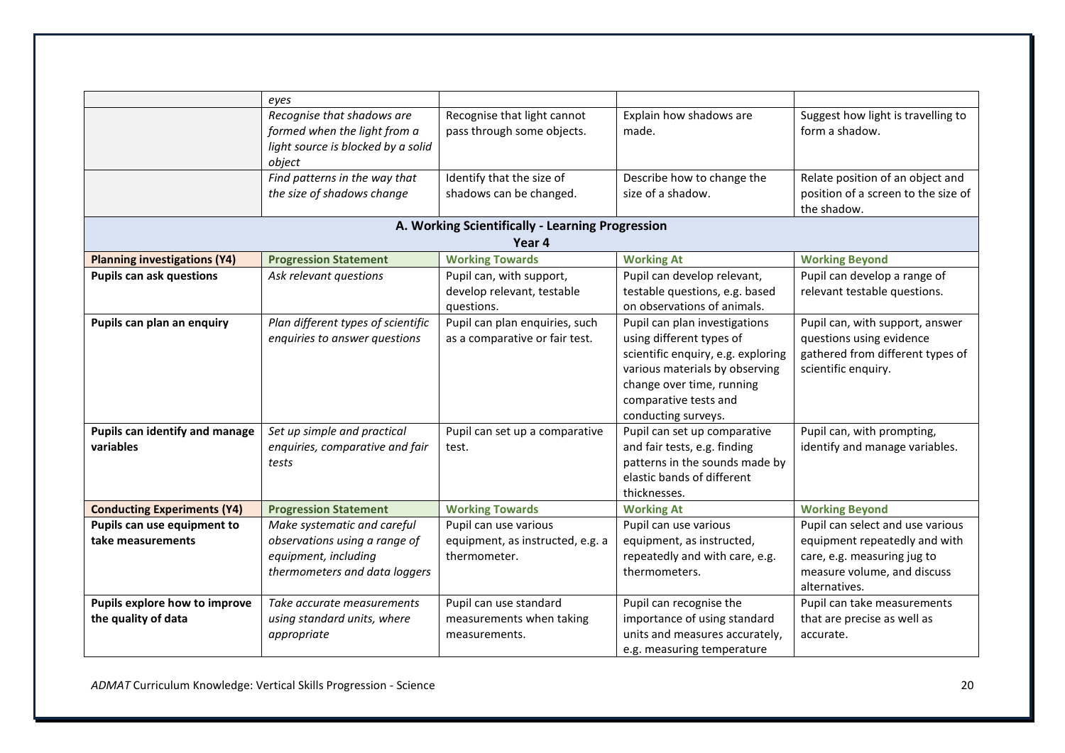| | | | | |
|---|---|---|---|---|
| | *eyes* | | | |
| | *Recognise that shadows are formed when the light from a light source is blocked by a solid object* | Recognise that light cannot pass through some objects. | Explain how shadows are made. | Suggest how light is travelling to form a shadow. |
| | *Find patterns in the way that the size of shadows change* | Identify that the size of shadows can be changed. | Describe how to change the size of a shadow. | Relate position of an object and position of a screen to the size of the shadow. |

## A. Working Scientifically - Learning Progression

### Year 4

| Planning investigations (Y4) | Progression Statement | Working Towards | Working At | Working Beyond |
|---|---|---|---|---|
| **Pupils can ask questions** | *Ask relevant questions* | Pupil can, with support, develop relevant, testable questions. | Pupil can develop relevant, testable questions, e.g. based on observations of animals. | Pupil can develop a range of relevant testable questions. |
| **Pupils can plan an enquiry** | *Plan different types of scientific enquiries to answer questions* | Pupil can plan enquiries, such as a comparative or fair test. | Pupil can plan investigations using different types of scientific enquiry, e.g. exploring various materials by observing change over time, running comparative tests and conducting surveys. | Pupil can, with support, answer questions using evidence gathered from different types of scientific enquiry. |
| **Pupils can identify and manage variables** | *Set up simple and practical enquiries, comparative and fair tests* | Pupil can set up a comparative test. | Pupil can set up comparative and fair tests, e.g. finding patterns in the sounds made by elastic bands of different thicknesses. | Pupil can, with prompting, identify and manage variables. |
| **Conducting Experiments (Y4)** | **Progression Statement** | **Working Towards** | **Working At** | **Working Beyond** |
| **Pupils can use equipment to take measurements** | *Make systematic and careful observations using a range of equipment, including thermometers and data loggers* | Pupil can use various equipment, as instructed, e.g. a thermometer. | Pupil can use various equipment, as instructed, repeatedly and with care, e.g. thermometers. | Pupil can select and use various equipment repeatedly and with care, e.g. measuring jug to measure volume, and discuss alternatives. |
| **Pupils explore how to improve the quality of data** | *Take accurate measurements using standard units, where appropriate* | Pupil can use standard measurements when taking measurements. | Pupil can recognise the importance of using standard units and measures accurately, e.g. measuring temperature | Pupil can take measurements that are precise as well as accurate. |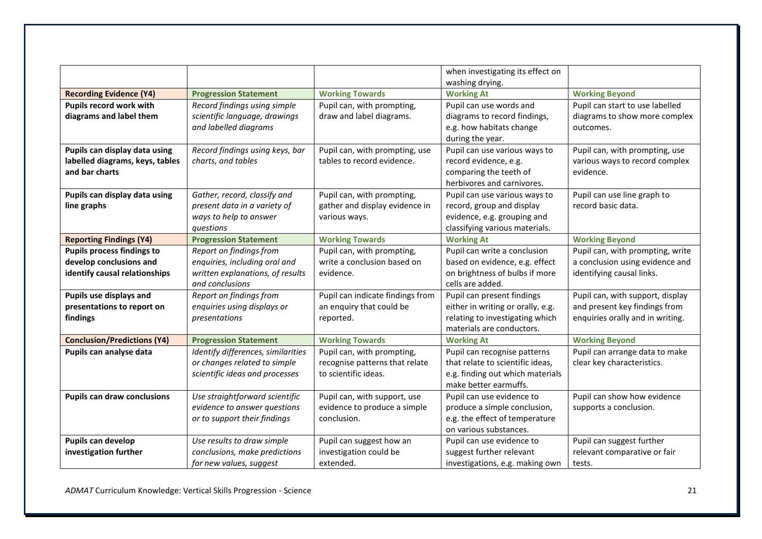| | | | when investigating its effect on washing drying. | |
|---|---|---|---|---|
| **Recording Evidence (Y4)** | **Progression Statement** | **Working Towards** | **Working At** | **Working Beyond** |
| **Pupils record work with diagrams and label them** | *Record findings using simple scientific language, drawings and labelled diagrams* | Pupil can, with prompting, draw and label diagrams. | Pupil can use words and diagrams to record findings, e.g. how habitats change during the year. | Pupil can start to use labelled diagrams to show more complex outcomes. |
| **Pupils can display data using labelled diagrams, keys, tables and bar charts** | *Record findings using keys, bar charts, and tables* | Pupil can, with prompting, use tables to record evidence. | Pupil can use various ways to record evidence, e.g. comparing the teeth of herbivores and carnivores. | Pupil can, with prompting, use various ways to record complex evidence. |
| **Pupils can display data using line graphs** | *Gather, record, classify and present data in a variety of ways to help to answer questions* | Pupil can, with prompting, gather and display evidence in various ways. | Pupil can use various ways to record, group and display evidence, e.g. grouping and classifying various materials. | Pupil can use line graph to record basic data. |
| **Reporting Findings (Y4)** | **Progression Statement** | **Working Towards** | **Working At** | **Working Beyond** |
| **Pupils process findings to develop conclusions and identify causal relationships** | *Report on findings from enquiries, including oral and written explanations, of results and conclusions* | Pupil can, with prompting, write a conclusion based on evidence. | Pupil can write a conclusion based on evidence, e.g. effect on brightness of bulbs if more cells are added. | Pupil can, with prompting, write a conclusion using evidence and identifying causal links. |
| **Pupils use displays and presentations to report on findings** | *Report on findings from enquiries using displays or presentations* | Pupil can indicate findings from an enquiry that could be reported. | Pupil can present findings either in writing or orally, e.g. relating to investigating which materials are conductors. | Pupil can, with support, display and present key findings from enquiries orally and in writing. |
| **Conclusion/Predictions (Y4)** | **Progression Statement** | **Working Towards** | **Working At** | **Working Beyond** |
| **Pupils can analyse data** | *Identify differences, similarities or changes related to simple scientific ideas and processes* | Pupil can, with prompting, recognise patterns that relate to scientific ideas. | Pupil can recognise patterns that relate to scientific ideas, e.g. finding out which materials make better earmuffs. | Pupil can arrange data to make clear key characteristics. |
| **Pupils can draw conclusions** | *Use straightforward scientific evidence to answer questions or to support their findings* | Pupil can, with support, use evidence to produce a simple conclusion. | Pupil can use evidence to produce a simple conclusion, e.g. the effect of temperature on various substances. | Pupil can show how evidence supports a conclusion. |
| **Pupils can develop investigation further** | *Use results to draw simple conclusions, make predictions for new values, suggest* | Pupil can suggest how an investigation could be extended. | Pupil can use evidence to suggest further relevant investigations, e.g. making own | Pupil can suggest further relevant comparative or fair tests. |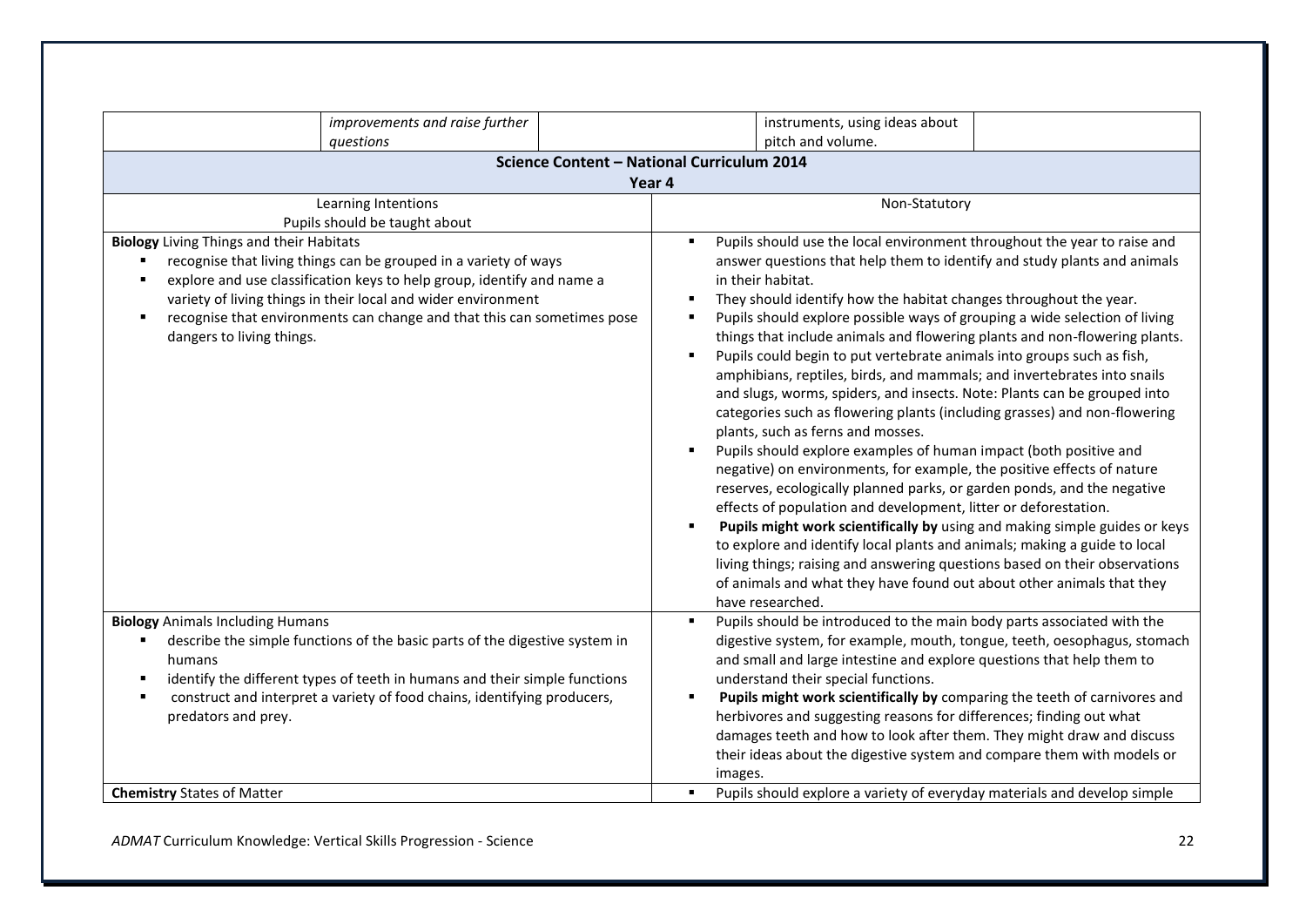| | *improvements and raise further questions* | | instruments, using ideas about pitch and volume. | |
|---|---|---|---|---|

| **Science Content – National Curriculum 2014**<br>**Year 4** | |
|---|---|
| Learning Intentions<br>Pupils should be taught about | Non-Statutory |
| **Biology** Living Things and their Habitats<br>▪ recognise that living things can be grouped in a variety of ways<br>▪ explore and use classification keys to help group, identify and name a variety of living things in their local and wider environment<br>▪ recognise that environments can change and that this can sometimes pose dangers to living things. | ▪ Pupils should use the local environment throughout the year to raise and answer questions that help them to identify and study plants and animals in their habitat.<br>▪ They should identify how the habitat changes throughout the year.<br>▪ Pupils should explore possible ways of grouping a wide selection of living things that include animals and flowering plants and non-flowering plants.<br>▪ Pupils could begin to put vertebrate animals into groups such as fish, amphibians, reptiles, birds, and mammals; and invertebrates into snails and slugs, worms, spiders, and insects. Note: Plants can be grouped into categories such as flowering plants (including grasses) and non-flowering plants, such as ferns and mosses.<br>▪ Pupils should explore examples of human impact (both positive and negative) on environments, for example, the positive effects of nature reserves, ecologically planned parks, or garden ponds, and the negative effects of population and development, litter or deforestation.<br>▪ **Pupils might work scientifically by** using and making simple guides or keys to explore and identify local plants and animals; making a guide to local living things; raising and answering questions based on their observations of animals and what they have found out about other animals that they have researched. |
| **Biology** Animals Including Humans<br>▪ describe the simple functions of the basic parts of the digestive system in humans<br>▪ identify the different types of teeth in humans and their simple functions<br>▪ construct and interpret a variety of food chains, identifying producers, predators and prey. | ▪ Pupils should be introduced to the main body parts associated with the digestive system, for example, mouth, tongue, teeth, oesophagus, stomach and small and large intestine and explore questions that help them to understand their special functions.<br>▪ **Pupils might work scientifically by** comparing the teeth of carnivores and herbivores and suggesting reasons for differences; finding out what damages teeth and how to look after them. They might draw and discuss their ideas about the digestive system and compare them with models or images. |
| **Chemistry** States of Matter | ▪ Pupils should explore a variety of everyday materials and develop simple |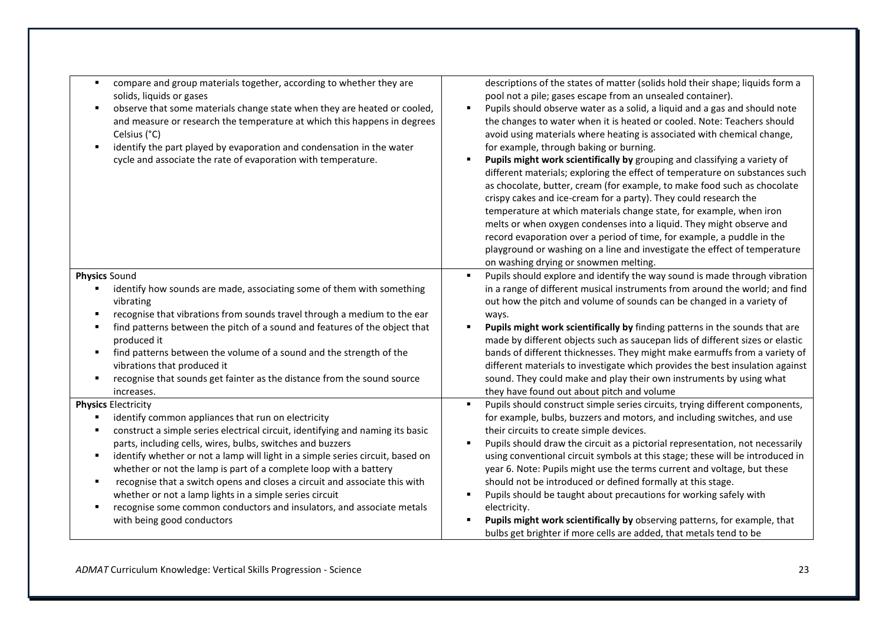| | |
|---|---|
| <ul><li>compare and group materials together, according to whether they are solids, liquids or gases</li><li>observe that some materials change state when they are heated or cooled, and measure or research the temperature at which this happens in degrees Celsius (°C)</li><li>identify the part played by evaporation and condensation in the water cycle and associate the rate of evaporation with temperature.</li></ul> | descriptions of the states of matter (solids hold their shape; liquids form a pool not a pile; gases escape from an unsealed container).<ul><li>Pupils should observe water as a solid, a liquid and a gas and should note the changes to water when it is heated or cooled. Note: Teachers should avoid using materials where heating is associated with chemical change, for example, through baking or burning.</li><li>**Pupils might work scientifically by** grouping and classifying a variety of different materials; exploring the effect of temperature on substances such as chocolate, butter, cream (for example, to make food such as chocolate crispy cakes and ice-cream for a party). They could research the temperature at which materials change state, for example, when iron melts or when oxygen condenses into a liquid. They might observe and record evaporation over a period of time, for example, a puddle in the playground or washing on a line and investigate the effect of temperature on washing drying or snowmen melting.</li></ul> |
| **Physics** Sound<ul><li>identify how sounds are made, associating some of them with something vibrating</li><li>recognise that vibrations from sounds travel through a medium to the ear</li><li>find patterns between the pitch of a sound and features of the object that produced it</li><li>find patterns between the volume of a sound and the strength of the vibrations that produced it</li><li>recognise that sounds get fainter as the distance from the sound source increases.</li></ul> | <ul><li>Pupils should explore and identify the way sound is made through vibration in a range of different musical instruments from around the world; and find out how the pitch and volume of sounds can be changed in a variety of ways.</li><li>**Pupils might work scientifically by** finding patterns in the sounds that are made by different objects such as saucepan lids of different sizes or elastic bands of different thicknesses. They might make earmuffs from a variety of different materials to investigate which provides the best insulation against sound. They could make and play their own instruments by using what they have found out about pitch and volume</li></ul> |
| **Physics** Electricity<ul><li>identify common appliances that run on electricity</li><li>construct a simple series electrical circuit, identifying and naming its basic parts, including cells, wires, bulbs, switches and buzzers</li><li>identify whether or not a lamp will light in a simple series circuit, based on whether or not the lamp is part of a complete loop with a battery</li><li>recognise that a switch opens and closes a circuit and associate this with whether or not a lamp lights in a simple series circuit</li><li>recognise some common conductors and insulators, and associate metals with being good conductors</li></ul> | <ul><li>Pupils should construct simple series circuits, trying different components, for example, bulbs, buzzers and motors, and including switches, and use their circuits to create simple devices.</li><li>Pupils should draw the circuit as a pictorial representation, not necessarily using conventional circuit symbols at this stage; these will be introduced in year 6. Note: Pupils might use the terms current and voltage, but these should not be introduced or defined formally at this stage.</li><li>Pupils should be taught about precautions for working safely with electricity.</li><li>**Pupils might work scientifically by** observing patterns, for example, that bulbs get brighter if more cells are added, that metals tend to be</li></ul> |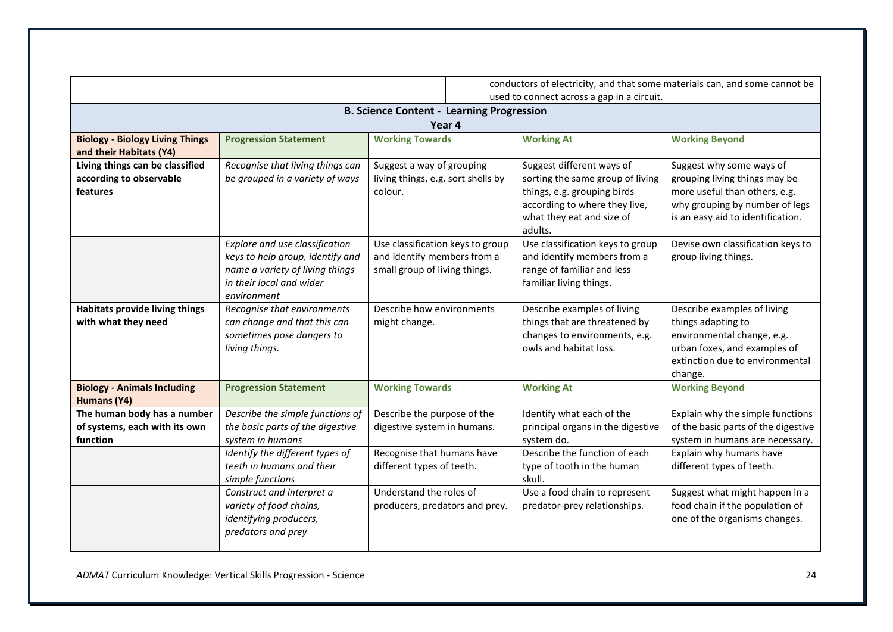| | | conductors of electricity, and that some materials can, and some cannot be used to connect across a gap in a circuit. |
|---|---|---|

## B. Science Content - Learning Progression

### Year 4

| **Biology - Biology Living Things and their Habitats (Y4)** | **Progression Statement** | **Working Towards** | **Working At** | **Working Beyond** |
|---|---|---|---|---|
| **Living things can be classified according to observable features** | *Recognise that living things can be grouped in a variety of ways* | Suggest a way of grouping living things, e.g. sort shells by colour. | Suggest different ways of sorting the same group of living things, e.g. grouping birds according to where they live, what they eat and size of adults. | Suggest why some ways of grouping living things may be more useful than others, e.g. why grouping by number of legs is an easy aid to identification. |
| | *Explore and use classification keys to help group, identify and name a variety of living things in their local and wider environment* | Use classification keys to group and identify members from a small group of living things. | Use classification keys to group and identify members from a range of familiar and less familiar living things. | Devise own classification keys to group living things. |
| **Habitats provide living things with what they need** | *Recognise that environments can change and that this can sometimes pose dangers to living things.* | Describe how environments might change. | Describe examples of living things that are threatened by changes to environments, e.g. owls and habitat loss. | Describe examples of living things adapting to environmental change, e.g. urban foxes, and examples of extinction due to environmental change. |
| **Biology - Animals Including Humans (Y4)** | **Progression Statement** | **Working Towards** | **Working At** | **Working Beyond** |
| **The human body has a number of systems, each with its own function** | *Describe the simple functions of the basic parts of the digestive system in humans* | Describe the purpose of the digestive system in humans. | Identify what each of the principal organs in the digestive system do. | Explain why the simple functions of the basic parts of the digestive system in humans are necessary. |
| | *Identify the different types of teeth in humans and their simple functions* | Recognise that humans have different types of teeth. | Describe the function of each type of tooth in the human skull. | Explain why humans have different types of teeth. |
| | *Construct and interpret a variety of food chains, identifying producers, predators and prey* | Understand the roles of producers, predators and prey. | Use a food chain to represent predator-prey relationships. | Suggest what might happen in a food chain if the population of one of the organisms changes. |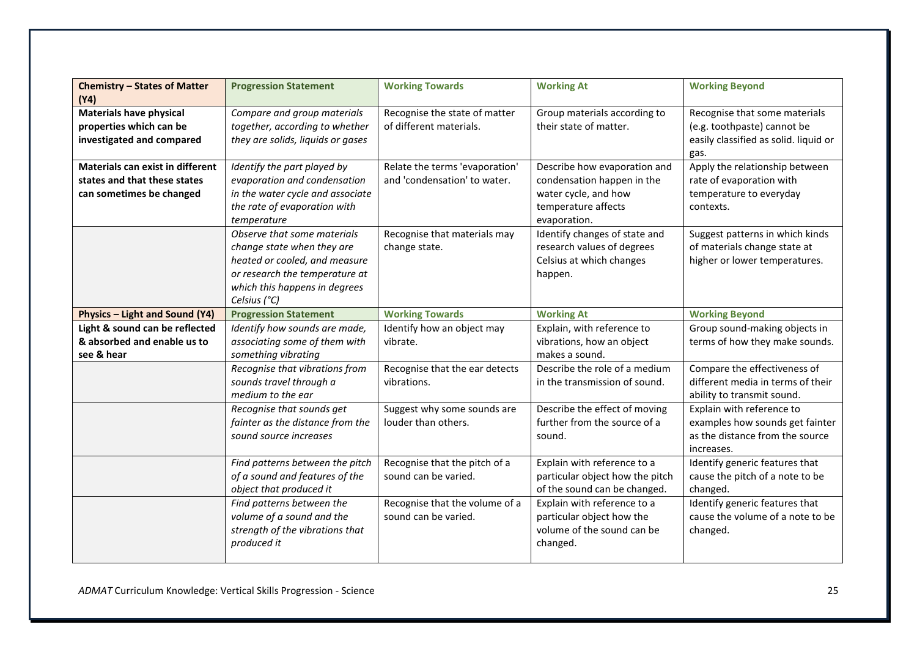| **Chemistry – States of Matter (Y4)** | **Progression Statement** | **Working Towards** | **Working At** | **Working Beyond** |
| --- | --- | --- | --- | --- |
| **Materials have physical properties which can be investigated and compared** | *Compare and group materials together, according to whether they are solids, liquids or gases* | Recognise the state of matter of different materials. | Group materials according to their state of matter. | Recognise that some materials (e.g. toothpaste) cannot be easily classified as solid. liquid or gas. |
| **Materials can exist in different states and that these states can sometimes be changed** | *Identify the part played by evaporation and condensation in the water cycle and associate the rate of evaporation with temperature* | Relate the terms 'evaporation' and 'condensation' to water. | Describe how evaporation and condensation happen in the water cycle, and how temperature affects evaporation. | Apply the relationship between rate of evaporation with temperature to everyday contexts. |
| | *Observe that some materials change state when they are heated or cooled, and measure or research the temperature at which this happens in degrees Celsius (°C)* | Recognise that materials may change state. | Identify changes of state and research values of degrees Celsius at which changes happen. | Suggest patterns in which kinds of materials change state at higher or lower temperatures. |
| **Physics – Light and Sound (Y4)** | **Progression Statement** | **Working Towards** | **Working At** | **Working Beyond** |
| **Light & sound can be reflected & absorbed and enable us to see & hear** | *Identify how sounds are made, associating some of them with something vibrating* | Identify how an object may vibrate. | Explain, with reference to vibrations, how an object makes a sound. | Group sound-making objects in terms of how they make sounds. |
| | *Recognise that vibrations from sounds travel through a medium to the ear* | Recognise that the ear detects vibrations. | Describe the role of a medium in the transmission of sound. | Compare the effectiveness of different media in terms of their ability to transmit sound. |
| | *Recognise that sounds get fainter as the distance from the sound source increases* | Suggest why some sounds are louder than others. | Describe the effect of moving further from the source of a sound. | Explain with reference to examples how sounds get fainter as the distance from the source increases. |
| | *Find patterns between the pitch of a sound and features of the object that produced it* | Recognise that the pitch of a sound can be varied. | Explain with reference to a particular object how the pitch of the sound can be changed. | Identify generic features that cause the pitch of a note to be changed. |
| | *Find patterns between the volume of a sound and the strength of the vibrations that produced it* | Recognise that the volume of a sound can be varied. | Explain with reference to a particular object how the volume of the sound can be changed. | Identify generic features that cause the volume of a note to be changed. |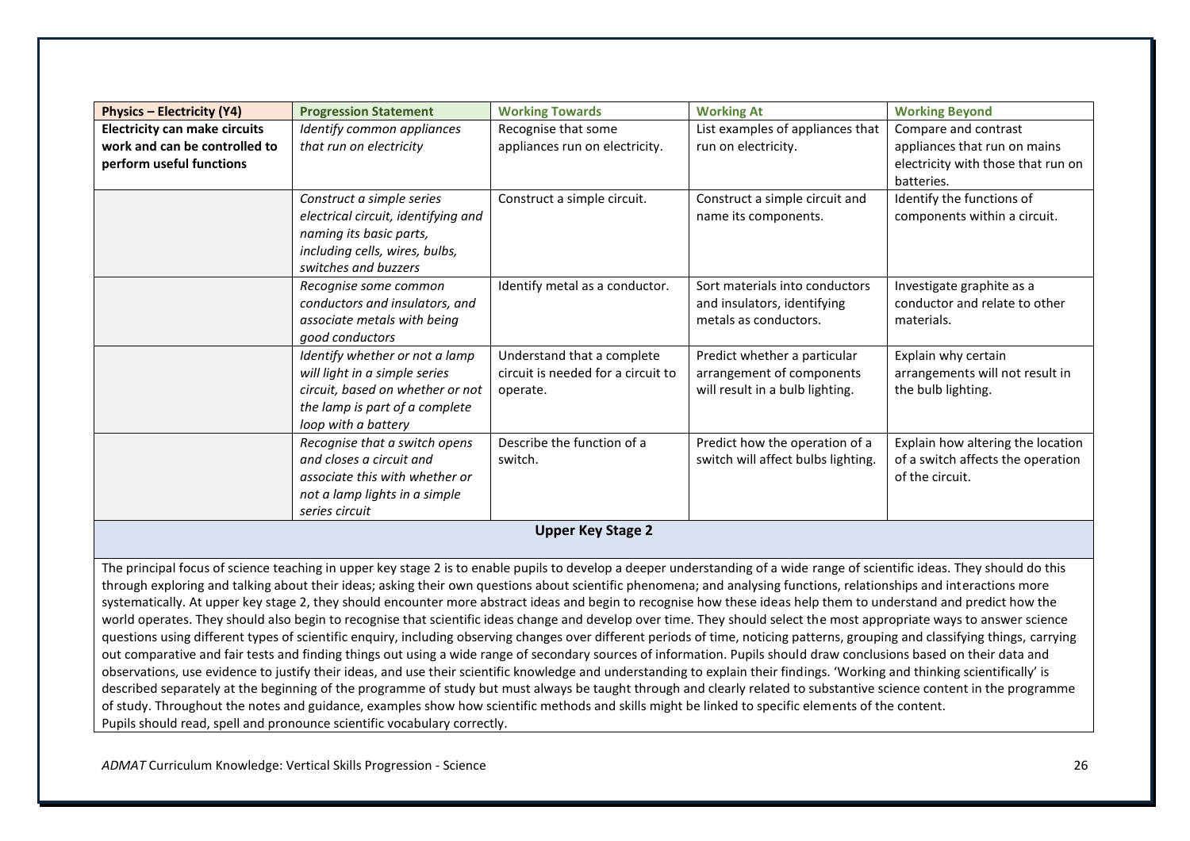| **Physics – Electricity (Y4)** | **Progression Statement** | **Working Towards** | **Working At** | **Working Beyond** |
| --- | --- | --- | --- | --- |
| **Electricity can make circuits work and can be controlled to perform useful functions** | *Identify common appliances that run on electricity* | Recognise that some appliances run on electricity. | List examples of appliances that run on electricity. | Compare and contrast appliances that run on mains electricity with those that run on batteries. |
| | *Construct a simple series electrical circuit, identifying and naming its basic parts, including cells, wires, bulbs, switches and buzzers* | Construct a simple circuit. | Construct a simple circuit and name its components. | Identify the functions of components within a circuit. |
| | *Recognise some common conductors and insulators, and associate metals with being good conductors* | Identify metal as a conductor. | Sort materials into conductors and insulators, identifying metals as conductors. | Investigate graphite as a conductor and relate to other materials. |
| | *Identify whether or not a lamp will light in a simple series circuit, based on whether or not the lamp is part of a complete loop with a battery* | Understand that a complete circuit is needed for a circuit to operate. | Predict whether a particular arrangement of components will result in a bulb lighting. | Explain why certain arrangements will not result in the bulb lighting. |
| | *Recognise that a switch opens and closes a circuit and associate this with whether or not a lamp lights in a simple series circuit* | Describe the function of a switch. | Predict how the operation of a switch will affect bulbs lighting. | Explain how altering the location of a switch affects the operation of the circuit. |

## Upper Key Stage 2

The principal focus of science teaching in upper key stage 2 is to enable pupils to develop a deeper understanding of a wide range of scientific ideas. They should do this through exploring and talking about their ideas; asking their own questions about scientific phenomena; and analysing functions, relationships and interactions more systematically. At upper key stage 2, they should encounter more abstract ideas and begin to recognise how these ideas help them to understand and predict how the world operates. They should also begin to recognise that scientific ideas change and develop over time. They should select the most appropriate ways to answer science questions using different types of scientific enquiry, including observing changes over different periods of time, noticing patterns, grouping and classifying things, carrying out comparative and fair tests and finding things out using a wide range of secondary sources of information. Pupils should draw conclusions based on their data and observations, use evidence to justify their ideas, and use their scientific knowledge and understanding to explain their findings. 'Working and thinking scientifically' is described separately at the beginning of the programme of study but must always be taught through and clearly related to substantive science content in the programme of study. Throughout the notes and guidance, examples show how scientific methods and skills might be linked to specific elements of the content.
Pupils should read, spell and pronounce scientific vocabulary correctly.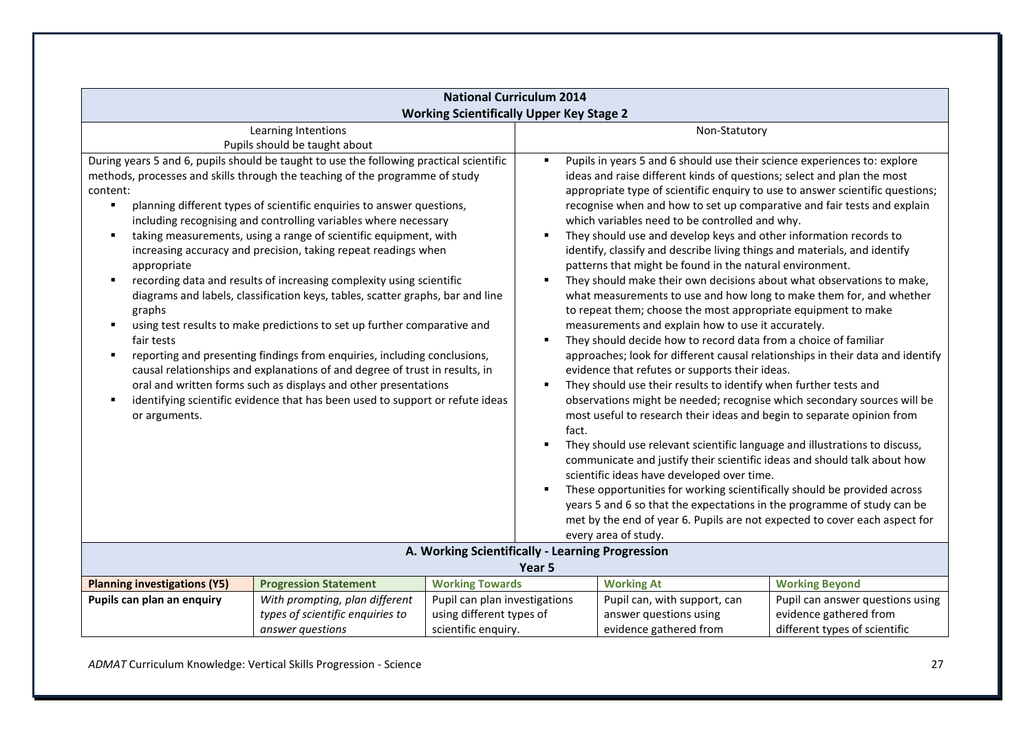| National Curriculum 2014<br>Working Scientifically Upper Key Stage 2 | |
|---|---|
| Learning Intentions<br>Pupils should be taught about | Non-Statutory |
| During years 5 and 6, pupils should be taught to use the following practical scientific methods, processes and skills through the teaching of the programme of study content:<br>▪ planning different types of scientific enquiries to answer questions, including recognising and controlling variables where necessary<br>▪ taking measurements, using a range of scientific equipment, with increasing accuracy and precision, taking repeat readings when appropriate<br>▪ recording data and results of increasing complexity using scientific diagrams and labels, classification keys, tables, scatter graphs, bar and line graphs<br>▪ using test results to make predictions to set up further comparative and fair tests<br>▪ reporting and presenting findings from enquiries, including conclusions, causal relationships and explanations of and degree of trust in results, in oral and written forms such as displays and other presentations<br>▪ identifying scientific evidence that has been used to support or refute ideas or arguments. | ▪ Pupils in years 5 and 6 should use their science experiences to: explore ideas and raise different kinds of questions; select and plan the most appropriate type of scientific enquiry to use to answer scientific questions; recognise when and how to set up comparative and fair tests and explain which variables need to be controlled and why.<br>▪ They should use and develop keys and other information records to identify, classify and describe living things and materials, and identify patterns that might be found in the natural environment.<br>▪ They should make their own decisions about what observations to make, what measurements to use and how long to make them for, and whether to repeat them; choose the most appropriate equipment to make measurements and explain how to use it accurately.<br>▪ They should decide how to record data from a choice of familiar approaches; look for different causal relationships in their data and identify evidence that refutes or supports their ideas.<br>▪ They should use their results to identify when further tests and observations might be needed; recognise which secondary sources will be most useful to research their ideas and begin to separate opinion from fact.<br>▪ They should use relevant scientific language and illustrations to discuss, communicate and justify their scientific ideas and should talk about how scientific ideas have developed over time.<br>▪ These opportunities for working scientifically should be provided across years 5 and 6 so that the expectations in the programme of study can be met by the end of year 6. Pupils are not expected to cover each aspect for every area of study. |

## A. Working Scientifically - Learning Progression

### Year 5

| Planning investigations (Y5) | Progression Statement | Working Towards | Working At | Working Beyond |
|---|---|---|---|---|
| **Pupils can plan an enquiry** | *With prompting, plan different types of scientific enquiries to answer questions* | Pupil can plan investigations using different types of scientific enquiry. | Pupil can, with support, can answer questions using evidence gathered from | Pupil can answer questions using evidence gathered from different types of scientific |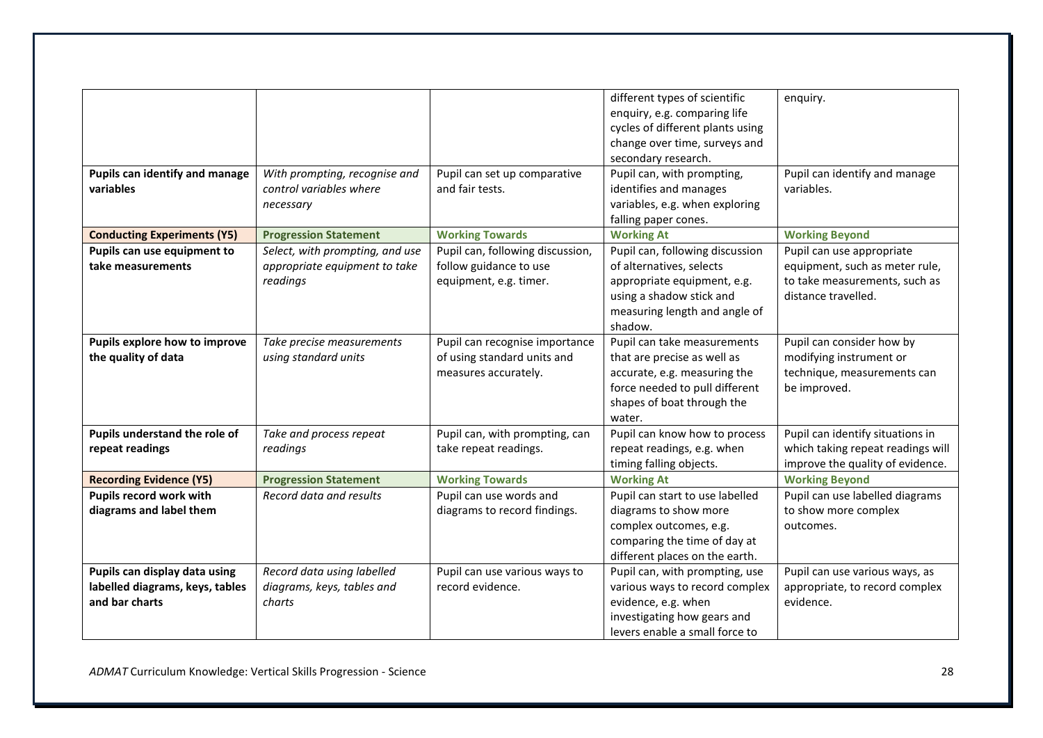| | | | | |
|---|---|---|---|---|
| | | | different types of scientific enquiry, e.g. comparing life cycles of different plants using change over time, surveys and secondary research. | enquiry. |
| **Pupils can identify and manage variables** | *With prompting, recognise and control variables where necessary* | Pupil can set up comparative and fair tests. | Pupil can, with prompting, identifies and manages variables, e.g. when exploring falling paper cones. | Pupil can identify and manage variables. |
| **Conducting Experiments (Y5)** | **Progression Statement** | **Working Towards** | **Working At** | **Working Beyond** |
| **Pupils can use equipment to take measurements** | *Select, with prompting, and use appropriate equipment to take readings* | Pupil can, following discussion, follow guidance to use equipment, e.g. timer. | Pupil can, following discussion of alternatives, selects appropriate equipment, e.g. using a shadow stick and measuring length and angle of shadow. | Pupil can use appropriate equipment, such as meter rule, to take measurements, such as distance travelled. |
| **Pupils explore how to improve the quality of data** | *Take precise measurements using standard units* | Pupil can recognise importance of using standard units and measures accurately. | Pupil can take measurements that are precise as well as accurate, e.g. measuring the force needed to pull different shapes of boat through the water. | Pupil can consider how by modifying instrument or technique, measurements can be improved. |
| **Pupils understand the role of repeat readings** | *Take and process repeat readings* | Pupil can, with prompting, can take repeat readings. | Pupil can know how to process repeat readings, e.g. when timing falling objects. | Pupil can identify situations in which taking repeat readings will improve the quality of evidence. |
| **Recording Evidence (Y5)** | **Progression Statement** | **Working Towards** | **Working At** | **Working Beyond** |
| **Pupils record work with diagrams and label them** | *Record data and results* | Pupil can use words and diagrams to record findings. | Pupil can start to use labelled diagrams to show more complex outcomes, e.g. comparing the time of day at different places on the earth. | Pupil can use labelled diagrams to show more complex outcomes. |
| **Pupils can display data using labelled diagrams, keys, tables and bar charts** | *Record data using labelled diagrams, keys, tables and charts* | Pupil can use various ways to record evidence. | Pupil can, with prompting, use various ways to record complex evidence, e.g. when investigating how gears and levers enable a small force to | Pupil can use various ways, as appropriate, to record complex evidence. |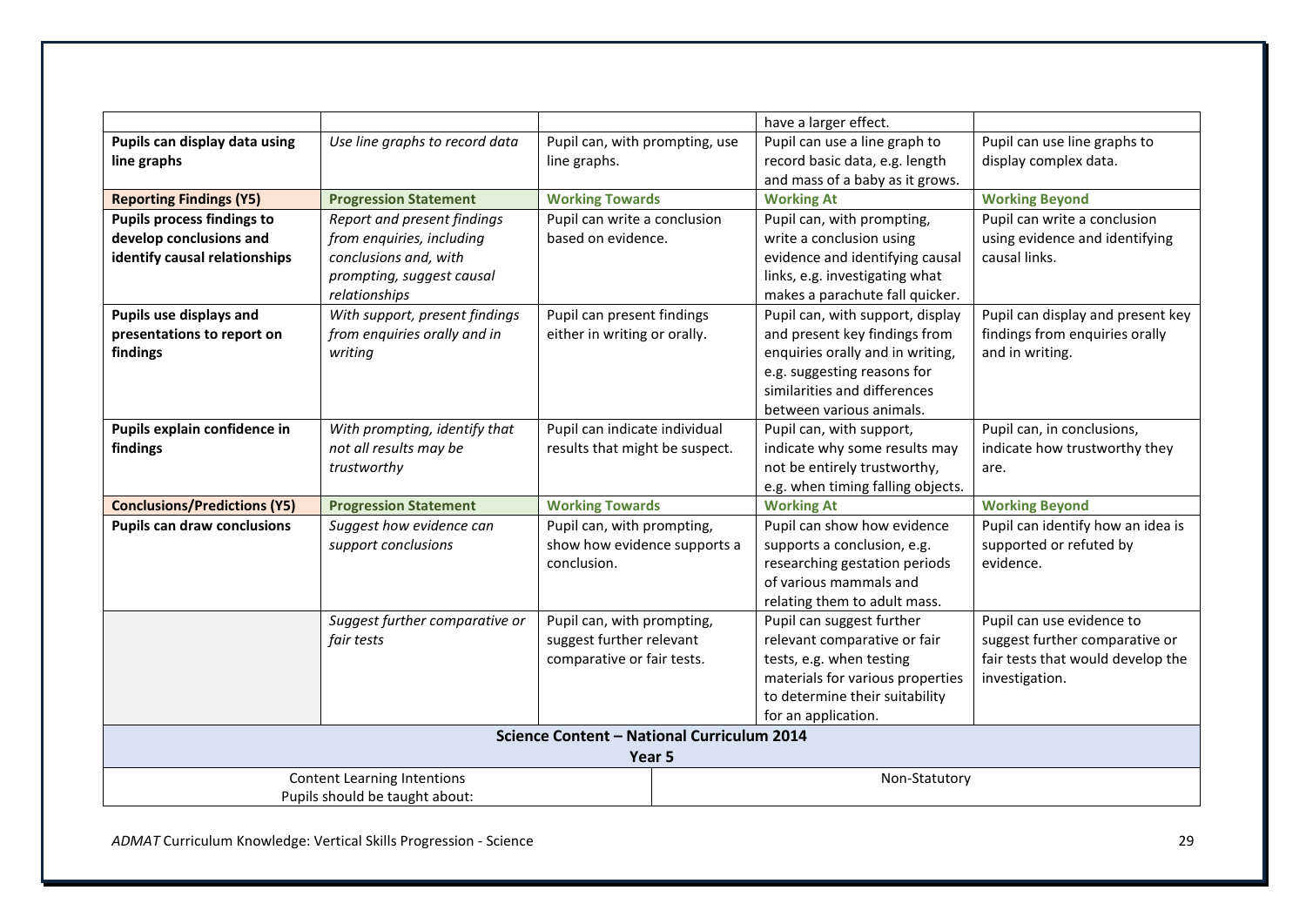| | | | have a larger effect. | |
|---|---|---|---|---|
| **Pupils can display data using line graphs** | *Use line graphs to record data* | Pupil can, with prompting, use line graphs. | Pupil can use a line graph to record basic data, e.g. length and mass of a baby as it grows. | Pupil can use line graphs to display complex data. |
| **Reporting Findings (Y5)** | **Progression Statement** | **Working Towards** | **Working At** | **Working Beyond** |
| **Pupils process findings to develop conclusions and identify causal relationships** | *Report and present findings from enquiries, including conclusions and, with prompting, suggest causal relationships* | Pupil can write a conclusion based on evidence. | Pupil can, with prompting, write a conclusion using evidence and identifying causal links, e.g. investigating what makes a parachute fall quicker. | Pupil can write a conclusion using evidence and identifying causal links. |
| **Pupils use displays and presentations to report on findings** | *With support, present findings from enquiries orally and in writing* | Pupil can present findings either in writing or orally. | Pupil can, with support, display and present key findings from enquiries orally and in writing, e.g. suggesting reasons for similarities and differences between various animals. | Pupil can display and present key findings from enquiries orally and in writing. |
| **Pupils explain confidence in findings** | *With prompting, identify that not all results may be trustworthy* | Pupil can indicate individual results that might be suspect. | Pupil can, with support, indicate why some results may not be entirely trustworthy, e.g. when timing falling objects. | Pupil can, in conclusions, indicate how trustworthy they are. |
| **Conclusions/Predictions (Y5)** | **Progression Statement** | **Working Towards** | **Working At** | **Working Beyond** |
| **Pupils can draw conclusions** | *Suggest how evidence can support conclusions* | Pupil can, with prompting, show how evidence supports a conclusion. | Pupil can show how evidence supports a conclusion, e.g. researching gestation periods of various mammals and relating them to adult mass. | Pupil can identify how an idea is supported or refuted by evidence. |
| | *Suggest further comparative or fair tests* | Pupil can, with prompting, suggest further relevant comparative or fair tests. | Pupil can suggest further relevant comparative or fair tests, e.g. when testing materials for various properties to determine their suitability for an application. | Pupil can use evidence to suggest further comparative or fair tests that would develop the investigation. |

| **Science Content – National Curriculum 2014 Year 5** | |
|---|---|
| Content Learning Intentions<br>Pupils should be taught about: | Non-Statutory |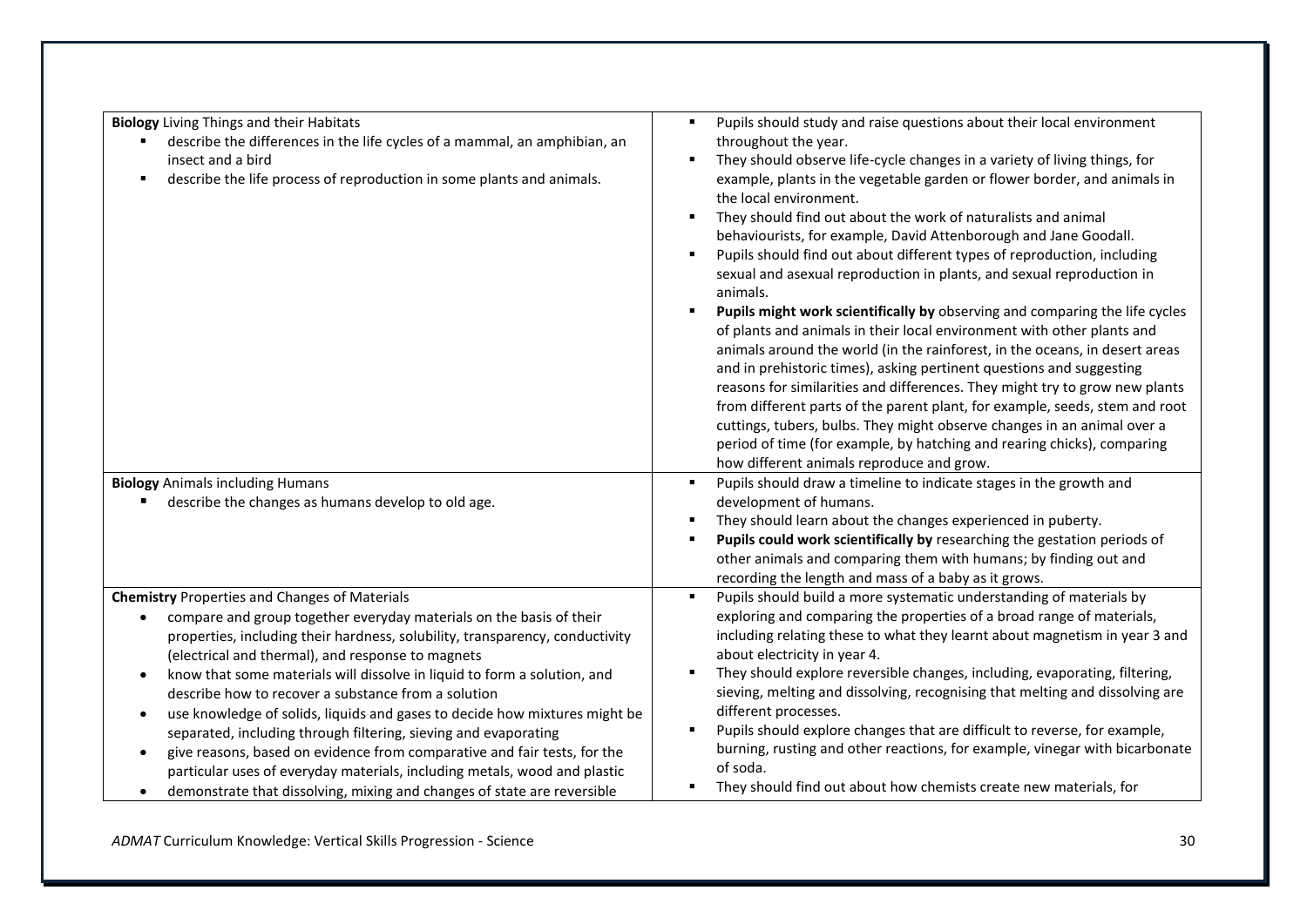| | |
|---|---|
| **Biology** Living Things and their Habitats<br>▪ describe the differences in the life cycles of a mammal, an amphibian, an insect and a bird<br>▪ describe the life process of reproduction in some plants and animals. | ▪ Pupils should study and raise questions about their local environment throughout the year.<br>▪ They should observe life-cycle changes in a variety of living things, for example, plants in the vegetable garden or flower border, and animals in the local environment.<br>▪ They should find out about the work of naturalists and animal behaviourists, for example, David Attenborough and Jane Goodall.<br>▪ Pupils should find out about different types of reproduction, including sexual and asexual reproduction in plants, and sexual reproduction in animals.<br>▪ **Pupils might work scientifically by** observing and comparing the life cycles of plants and animals in their local environment with other plants and animals around the world (in the rainforest, in the oceans, in desert areas and in prehistoric times), asking pertinent questions and suggesting reasons for similarities and differences. They might try to grow new plants from different parts of the parent plant, for example, seeds, stem and root cuttings, tubers, bulbs. They might observe changes in an animal over a period of time (for example, by hatching and rearing chicks), comparing how different animals reproduce and grow. |
| **Biology** Animals including Humans<br>▪ describe the changes as humans develop to old age. | ▪ Pupils should draw a timeline to indicate stages in the growth and development of humans.<br>▪ They should learn about the changes experienced in puberty.<br>▪ **Pupils could work scientifically by** researching the gestation periods of other animals and comparing them with humans; by finding out and recording the length and mass of a baby as it grows. |
| **Chemistry** Properties and Changes of Materials<br>• compare and group together everyday materials on the basis of their properties, including their hardness, solubility, transparency, conductivity (electrical and thermal), and response to magnets<br>• know that some materials will dissolve in liquid to form a solution, and describe how to recover a substance from a solution<br>• use knowledge of solids, liquids and gases to decide how mixtures might be separated, including through filtering, sieving and evaporating<br>• give reasons, based on evidence from comparative and fair tests, for the particular uses of everyday materials, including metals, wood and plastic<br>• demonstrate that dissolving, mixing and changes of state are reversible | ▪ Pupils should build a more systematic understanding of materials by exploring and comparing the properties of a broad range of materials, including relating these to what they learnt about magnetism in year 3 and about electricity in year 4.<br>▪ They should explore reversible changes, including, evaporating, filtering, sieving, melting and dissolving, recognising that melting and dissolving are different processes.<br>▪ Pupils should explore changes that are difficult to reverse, for example, burning, rusting and other reactions, for example, vinegar with bicarbonate of soda.<br>▪ They should find out about how chemists create new materials, for |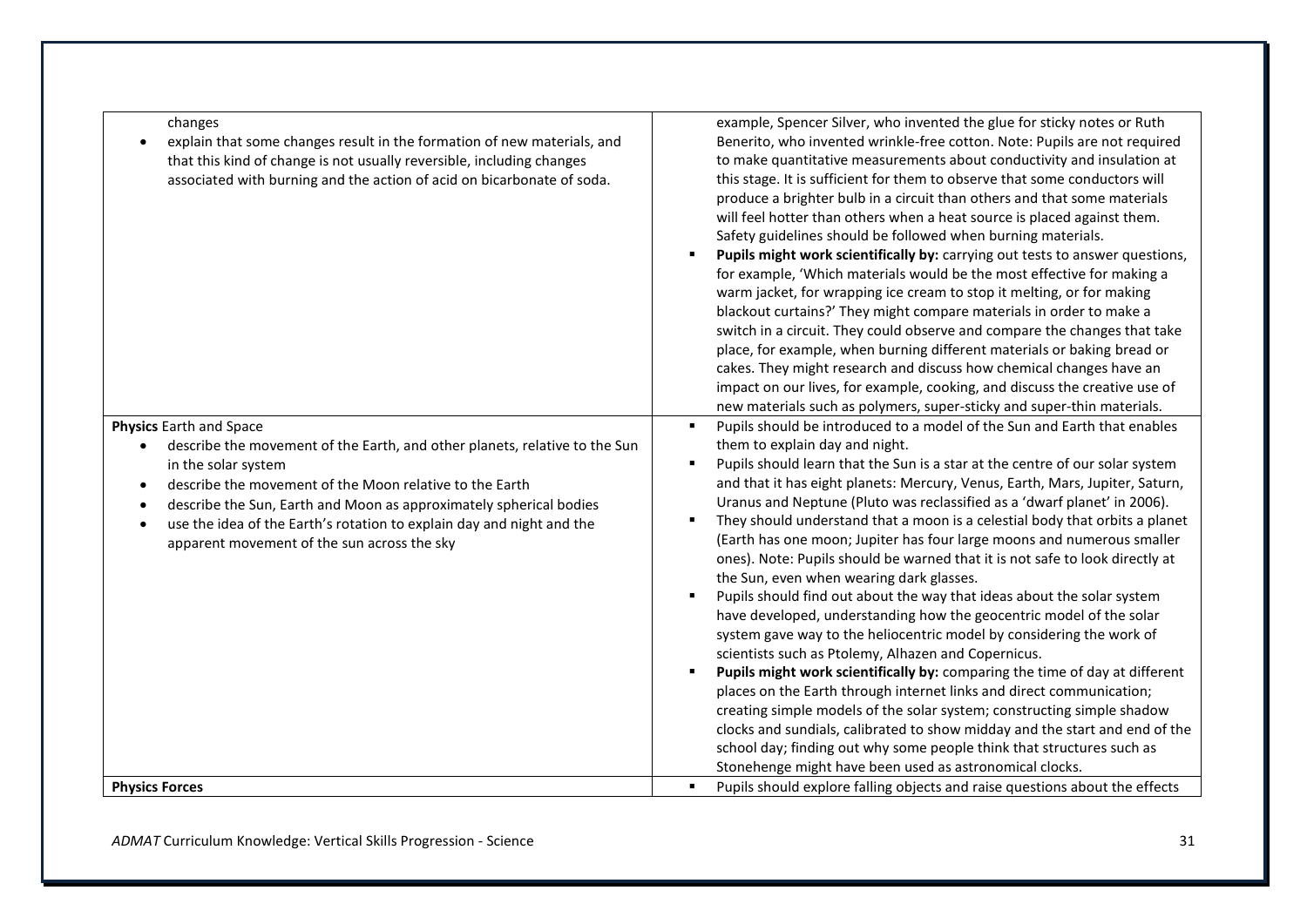| | |
|---|---|
| changes<br>• explain that some changes result in the formation of new materials, and that this kind of change is not usually reversible, including changes associated with burning and the action of acid on bicarbonate of soda. | example, Spencer Silver, who invented the glue for sticky notes or Ruth Benerito, who invented wrinkle-free cotton. Note: Pupils are not required to make quantitative measurements about conductivity and insulation at this stage. It is sufficient for them to observe that some conductors will produce a brighter bulb in a circuit than others and that some materials will feel hotter than others when a heat source is placed against them. Safety guidelines should be followed when burning materials.<br>▪ **Pupils might work scientifically by:** carrying out tests to answer questions, for example, 'Which materials would be the most effective for making a warm jacket, for wrapping ice cream to stop it melting, or for making blackout curtains?' They might compare materials in order to make a switch in a circuit. They could observe and compare the changes that take place, for example, when burning different materials or baking bread or cakes. They might research and discuss how chemical changes have an impact on our lives, for example, cooking, and discuss the creative use of new materials such as polymers, super-sticky and super-thin materials. |
| **Physics** Earth and Space<br>• describe the movement of the Earth, and other planets, relative to the Sun in the solar system<br>• describe the movement of the Moon relative to the Earth<br>• describe the Sun, Earth and Moon as approximately spherical bodies<br>• use the idea of the Earth's rotation to explain day and night and the apparent movement of the sun across the sky | ▪ Pupils should be introduced to a model of the Sun and Earth that enables them to explain day and night.<br>▪ Pupils should learn that the Sun is a star at the centre of our solar system and that it has eight planets: Mercury, Venus, Earth, Mars, Jupiter, Saturn, Uranus and Neptune (Pluto was reclassified as a 'dwarf planet' in 2006).<br>▪ They should understand that a moon is a celestial body that orbits a planet (Earth has one moon; Jupiter has four large moons and numerous smaller ones). Note: Pupils should be warned that it is not safe to look directly at the Sun, even when wearing dark glasses.<br>▪ Pupils should find out about the way that ideas about the solar system have developed, understanding how the geocentric model of the solar system gave way to the heliocentric model by considering the work of scientists such as Ptolemy, Alhazen and Copernicus.<br>▪ **Pupils might work scientifically by:** comparing the time of day at different places on the Earth through internet links and direct communication; creating simple models of the solar system; constructing simple shadow clocks and sundials, calibrated to show midday and the start and end of the school day; finding out why some people think that structures such as Stonehenge might have been used as astronomical clocks. |
| **Physics Forces** | ▪ Pupils should explore falling objects and raise questions about the effects |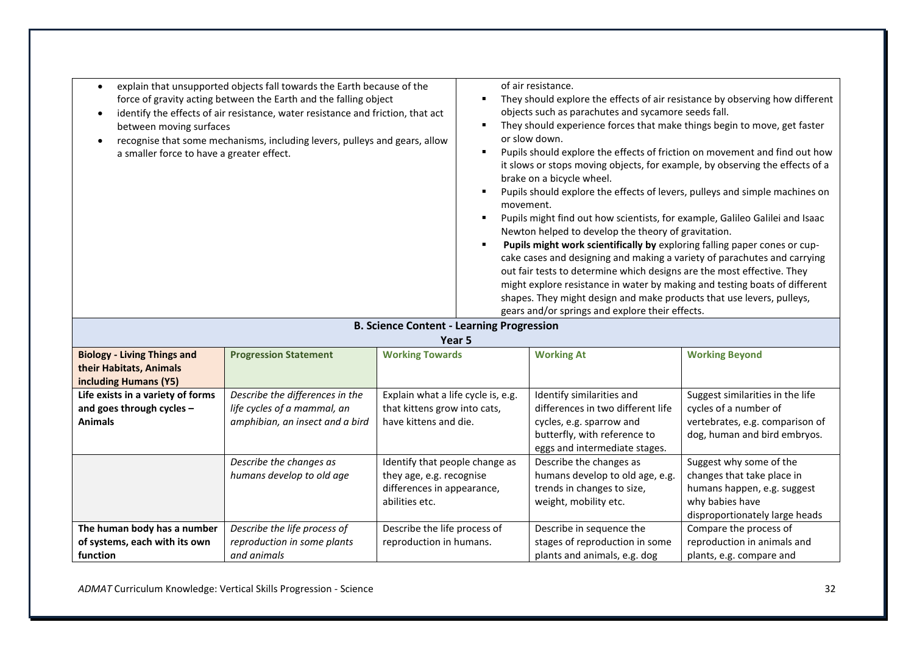| | |
|---|---|
| • explain that unsupported objects fall towards the Earth because of the force of gravity acting between the Earth and the falling object<br>• identify the effects of air resistance, water resistance and friction, that act between moving surfaces<br>• recognise that some mechanisms, including levers, pulleys and gears, allow a smaller force to have a greater effect. | of air resistance.<br>▪ They should explore the effects of air resistance by observing how different objects such as parachutes and sycamore seeds fall.<br>▪ They should experience forces that make things begin to move, get faster or slow down.<br>▪ Pupils should explore the effects of friction on movement and find out how it slows or stops moving objects, for example, by observing the effects of a brake on a bicycle wheel.<br>▪ Pupils should explore the effects of levers, pulleys and simple machines on movement.<br>▪ Pupils might find out how scientists, for example, Galileo Galilei and Isaac Newton helped to develop the theory of gravitation.<br>▪ **Pupils might work scientifically by** exploring falling paper cones or cup-cake cases and designing and making a variety of parachutes and carrying out fair tests to determine which designs are the most effective. They might explore resistance in water by making and testing boats of different shapes. They might design and make products that use levers, pulleys, gears and/or springs and explore their effects. |

## B. Science Content - Learning Progression

### Year 5

| **Biology - Living Things and their Habitats, Animals including Humans (Y5)** | **Progression Statement** | **Working Towards** | **Working At** | **Working Beyond** |
|---|---|---|---|---|
| **Life exists in a variety of forms and goes through cycles – Animals** | *Describe the differences in the life cycles of a mammal, an amphibian, an insect and a bird* | Explain what a life cycle is, e.g. that kittens grow into cats, have kittens and die. | Identify similarities and differences in two different life cycles, e.g. sparrow and butterfly, with reference to eggs and intermediate stages. | Suggest similarities in the life cycles of a number of vertebrates, e.g. comparison of dog, human and bird embryos. |
| | *Describe the changes as humans develop to old age* | Identify that people change as they age, e.g. recognise differences in appearance, abilities etc. | Describe the changes as humans develop to old age, e.g. trends in changes to size, weight, mobility etc. | Suggest why some of the changes that take place in humans happen, e.g. suggest why babies have disproportionately large heads |
| **The human body has a number of systems, each with its own function** | *Describe the life process of reproduction in some plants and animals* | Describe the life process of reproduction in humans. | Describe in sequence the stages of reproduction in some plants and animals, e.g. dog | Compare the process of reproduction in animals and plants, e.g. compare and |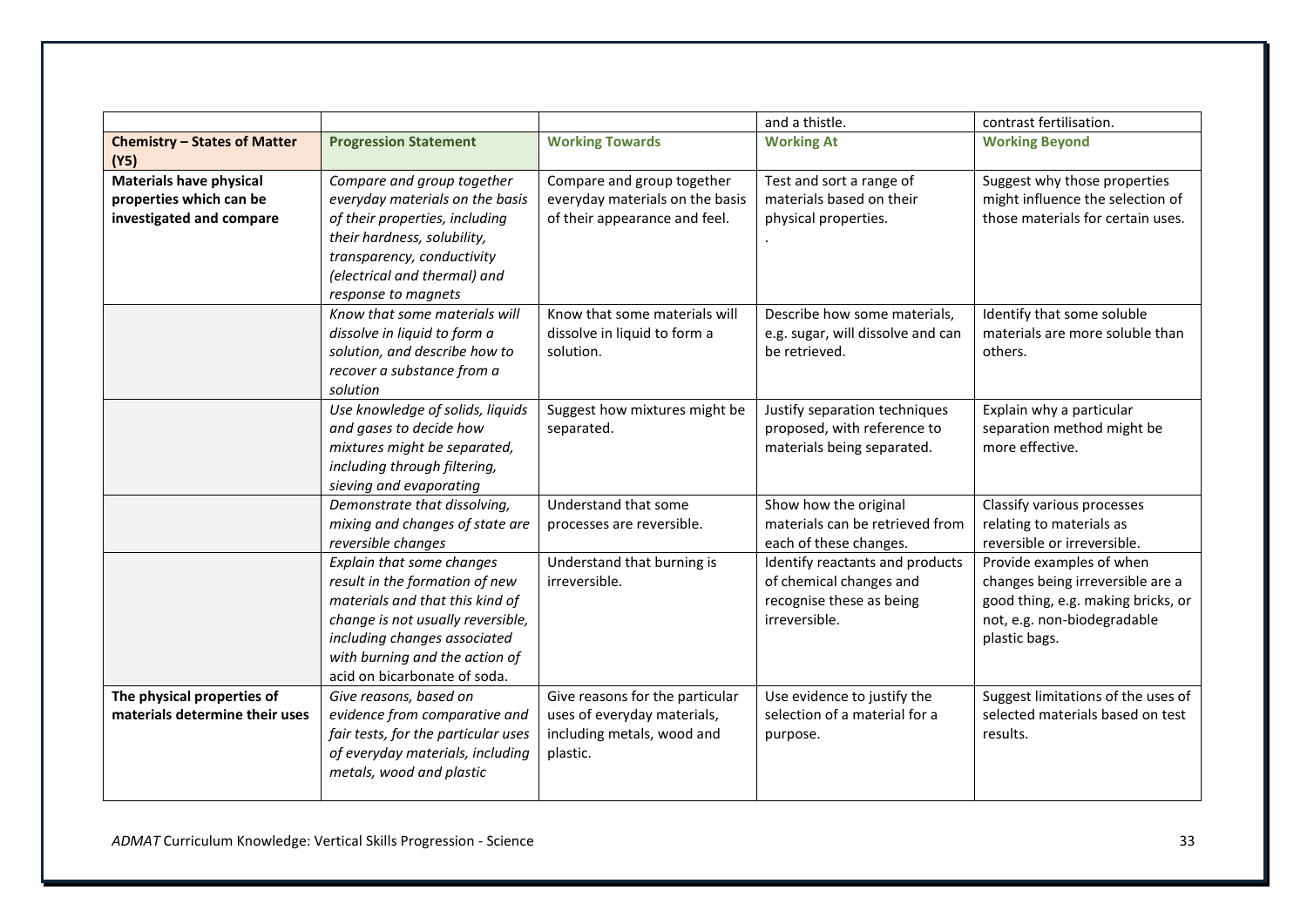| | | | and a thistle. | contrast fertilisation. |
|---|---|---|---|---|
| **Chemistry – States of Matter (Y5)** | **Progression Statement** | **Working Towards** | **Working At** | **Working Beyond** |
| **Materials have physical properties which can be investigated and compare** | *Compare and group together everyday materials on the basis of their properties, including their hardness, solubility, transparency, conductivity (electrical and thermal) and response to magnets* | Compare and group together everyday materials on the basis of their appearance and feel. | Test and sort a range of materials based on their physical properties. . | Suggest why those properties might influence the selection of those materials for certain uses. |
| | *Know that some materials will dissolve in liquid to form a solution, and describe how to recover a substance from a solution* | Know that some materials will dissolve in liquid to form a solution. | Describe how some materials, e.g. sugar, will dissolve and can be retrieved. | Identify that some soluble materials are more soluble than others. |
| | *Use knowledge of solids, liquids and gases to decide how mixtures might be separated, including through filtering, sieving and evaporating* | Suggest how mixtures might be separated. | Justify separation techniques proposed, with reference to materials being separated. | Explain why a particular separation method might be more effective. |
| | *Demonstrate that dissolving, mixing and changes of state are reversible changes* | Understand that some processes are reversible. | Show how the original materials can be retrieved from each of these changes. | Classify various processes relating to materials as reversible or irreversible. |
| | *Explain that some changes result in the formation of new materials and that this kind of change is not usually reversible, including changes associated with burning and the action of acid on bicarbonate of soda.* | Understand that burning is irreversible. | Identify reactants and products of chemical changes and recognise these as being irreversible. | Provide examples of when changes being irreversible are a good thing, e.g. making bricks, or not, e.g. non-biodegradable plastic bags. |
| **The physical properties of materials determine their uses** | *Give reasons, based on evidence from comparative and fair tests, for the particular uses of everyday materials, including metals, wood and plastic* | Give reasons for the particular uses of everyday materials, including metals, wood and plastic. | Use evidence to justify the selection of a material for a purpose. | Suggest limitations of the uses of selected materials based on test results. |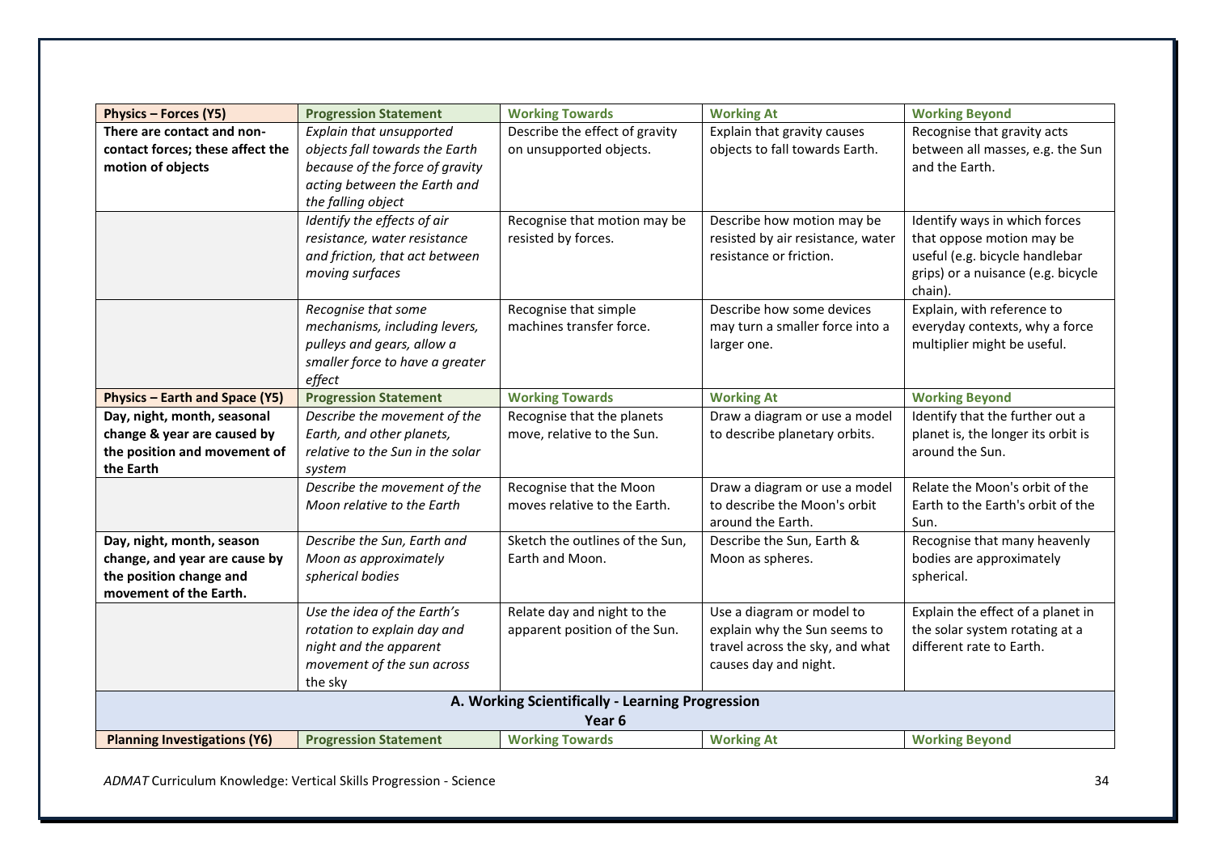| **Physics – Forces (Y5)** | **Progression Statement** | **Working Towards** | **Working At** | **Working Beyond** |
|---|---|---|---|---|
| **There are contact and non-contact forces; these affect the motion of objects** | *Explain that unsupported objects fall towards the Earth because of the force of gravity acting between the Earth and the falling object* | Describe the effect of gravity on unsupported objects. | Explain that gravity causes objects to fall towards Earth. | Recognise that gravity acts between all masses, e.g. the Sun and the Earth. |
| | *Identify the effects of air resistance, water resistance and friction, that act between moving surfaces* | Recognise that motion may be resisted by forces. | Describe how motion may be resisted by air resistance, water resistance or friction. | Identify ways in which forces that oppose motion may be useful (e.g. bicycle handlebar grips) or a nuisance (e.g. bicycle chain). |
| | *Recognise that some mechanisms, including levers, pulleys and gears, allow a smaller force to have a greater effect* | Recognise that simple machines transfer force. | Describe how some devices may turn a smaller force into a larger one. | Explain, with reference to everyday contexts, why a force multiplier might be useful. |
| **Physics – Earth and Space (Y5)** | **Progression Statement** | **Working Towards** | **Working At** | **Working Beyond** |
| **Day, night, month, seasonal change & year are caused by the position and movement of the Earth** | *Describe the movement of the Earth, and other planets, relative to the Sun in the solar system* | Recognise that the planets move, relative to the Sun. | Draw a diagram or use a model to describe planetary orbits. | Identify that the further out a planet is, the longer its orbit is around the Sun. |
| | *Describe the movement of the Moon relative to the Earth* | Recognise that the Moon moves relative to the Earth. | Draw a diagram or use a model to describe the Moon's orbit around the Earth. | Relate the Moon's orbit of the Earth to the Earth's orbit of the Sun. |
| **Day, night, month, season change, and year are cause by the position change and movement of the Earth.** | *Describe the Sun, Earth and Moon as approximately spherical bodies* | Sketch the outlines of the Sun, Earth and Moon. | Describe the Sun, Earth & Moon as spheres. | Recognise that many heavenly bodies are approximately spherical. |
| | *Use the idea of the Earth's rotation to explain day and night and the apparent movement of the sun across the sky* | Relate day and night to the apparent position of the Sun. | Use a diagram or model to explain why the Sun seems to travel across the sky, and what causes day and night. | Explain the effect of a planet in the solar system rotating at a different rate to Earth. |
| **A. Working Scientifically - Learning Progression Year 6** | | | | |
| **Planning Investigations (Y6)** | **Progression Statement** | **Working Towards** | **Working At** | **Working Beyond** |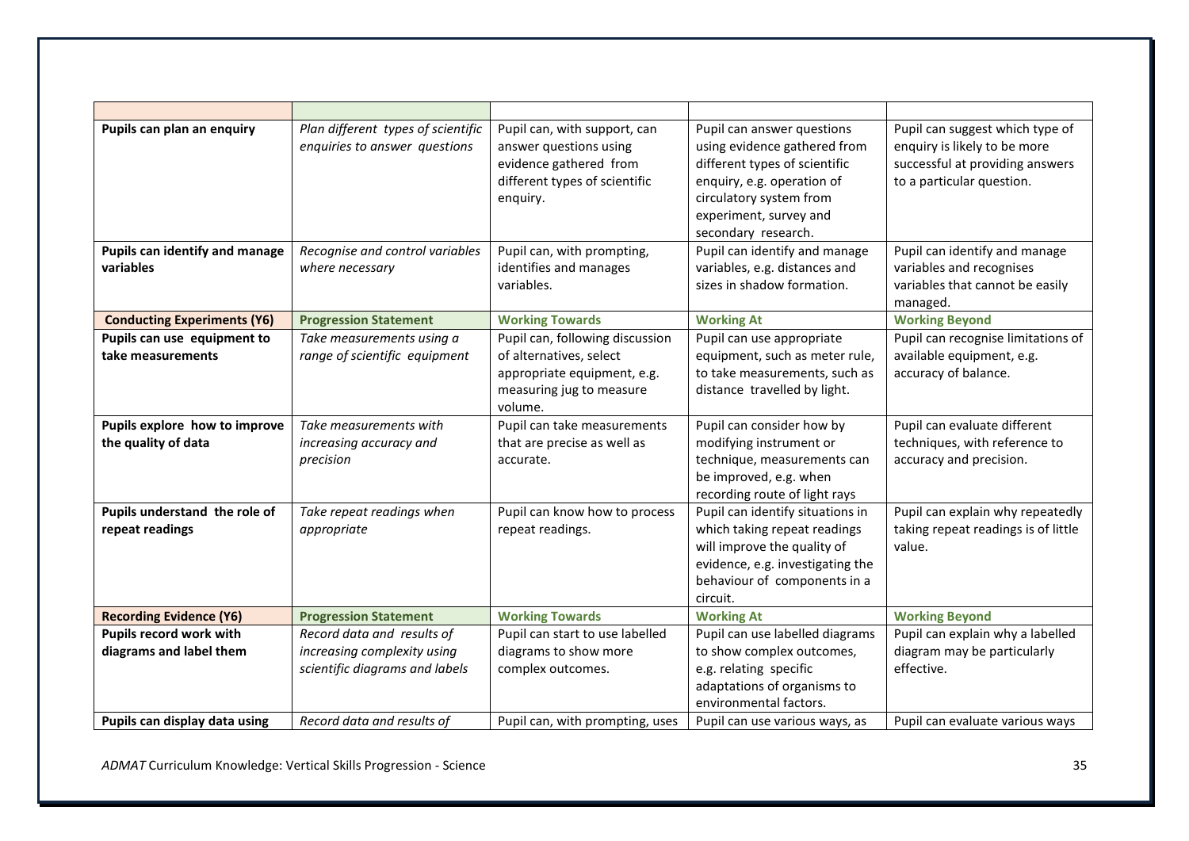| | | | | |
|---|---|---|---|---|
| **Pupils can plan an enquiry** | *Plan different types of scientific enquiries to answer questions* | Pupil can, with support, can answer questions using evidence gathered from different types of scientific enquiry. | Pupil can answer questions using evidence gathered from different types of scientific enquiry, e.g. operation of circulatory system from experiment, survey and secondary research. | Pupil can suggest which type of enquiry is likely to be more successful at providing answers to a particular question. |
| **Pupils can identify and manage variables** | *Recognise and control variables where necessary* | Pupil can, with prompting, identifies and manages variables. | Pupil can identify and manage variables, e.g. distances and sizes in shadow formation. | Pupil can identify and manage variables and recognises variables that cannot be easily managed. |
| **Conducting Experiments (Y6)** | **Progression Statement** | **Working Towards** | **Working At** | **Working Beyond** |
| **Pupils can use equipment to take measurements** | *Take measurements using a range of scientific equipment* | Pupil can, following discussion of alternatives, select appropriate equipment, e.g. measuring jug to measure volume. | Pupil can use appropriate equipment, such as meter rule, to take measurements, such as distance travelled by light. | Pupil can recognise limitations of available equipment, e.g. accuracy of balance. |
| **Pupils explore how to improve the quality of data** | *Take measurements with increasing accuracy and precision* | Pupil can take measurements that are precise as well as accurate. | Pupil can consider how by modifying instrument or technique, measurements can be improved, e.g. when recording route of light rays | Pupil can evaluate different techniques, with reference to accuracy and precision. |
| **Pupils understand the role of repeat readings** | *Take repeat readings when appropriate* | Pupil can know how to process repeat readings. | Pupil can identify situations in which taking repeat readings will improve the quality of evidence, e.g. investigating the behaviour of components in a circuit. | Pupil can explain why repeatedly taking repeat readings is of little value. |
| **Recording Evidence (Y6)** | **Progression Statement** | **Working Towards** | **Working At** | **Working Beyond** |
| **Pupils record work with diagrams and label them** | *Record data and results of increasing complexity using scientific diagrams and labels* | Pupil can start to use labelled diagrams to show more complex outcomes. | Pupil can use labelled diagrams to show complex outcomes, e.g. relating specific adaptations of organisms to environmental factors. | Pupil can explain why a labelled diagram may be particularly effective. |
| **Pupils can display data using** | *Record data and results of* | Pupil can, with prompting, uses | Pupil can use various ways, as | Pupil can evaluate various ways |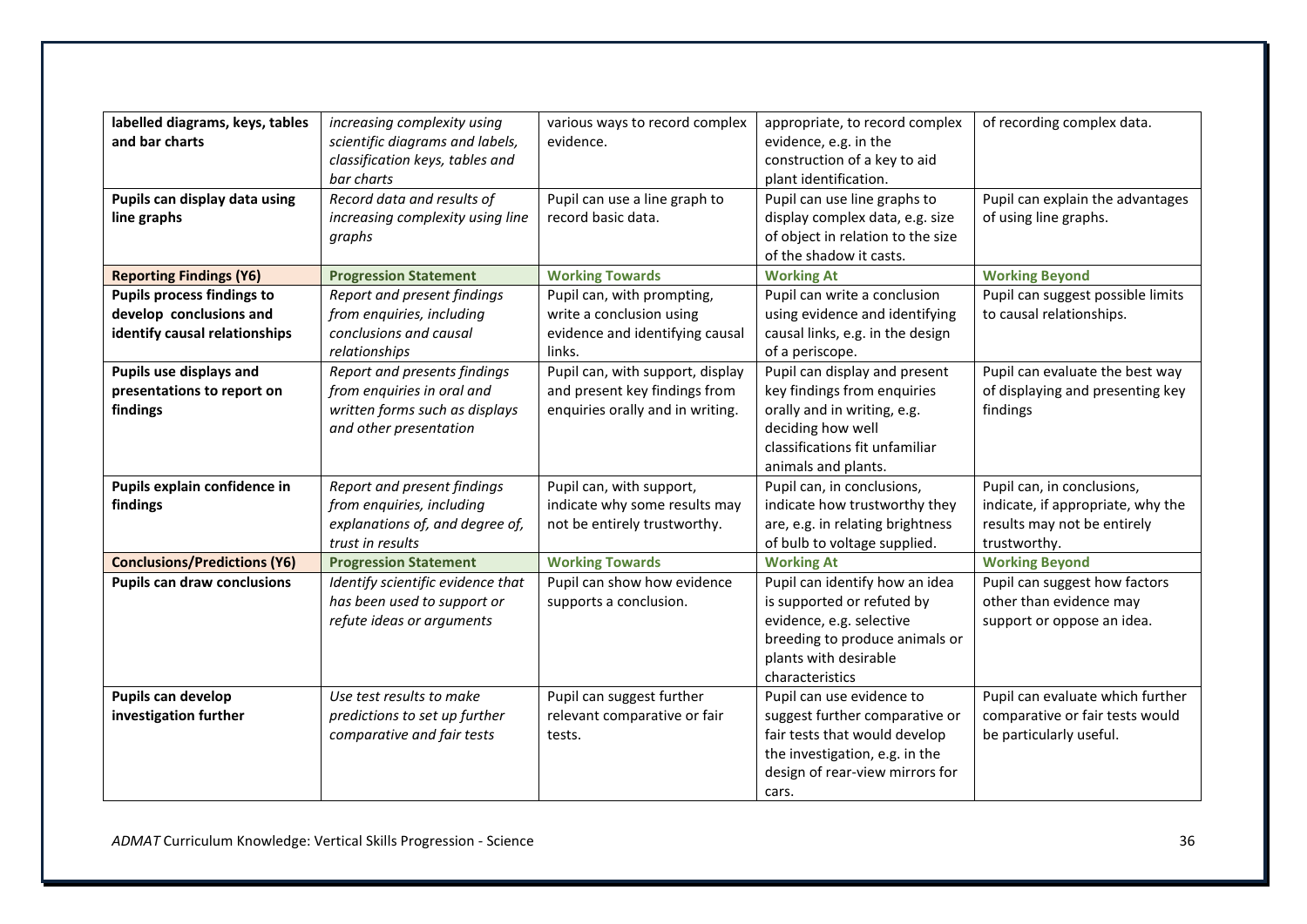| **labelled diagrams, keys, tables and bar charts** | *increasing complexity using scientific diagrams and labels, classification keys, tables and bar charts* | various ways to record complex evidence. | appropriate, to record complex evidence, e.g. in the construction of a key to aid plant identification. | of recording complex data. |
|---|---|---|---|---|
| **Pupils can display data using line graphs** | *Record data and results of increasing complexity using line graphs* | Pupil can use a line graph to record basic data. | Pupil can use line graphs to display complex data, e.g. size of object in relation to the size of the shadow it casts. | Pupil can explain the advantages of using line graphs. |
| **Reporting Findings (Y6)** | **Progression Statement** | **Working Towards** | **Working At** | **Working Beyond** |
| **Pupils process findings to develop conclusions and identify causal relationships** | *Report and present findings from enquiries, including conclusions and causal relationships* | Pupil can, with prompting, write a conclusion using evidence and identifying causal links. | Pupil can write a conclusion using evidence and identifying causal links, e.g. in the design of a periscope. | Pupil can suggest possible limits to causal relationships. |
| **Pupils use displays and presentations to report on findings** | *Report and presents findings from enquiries in oral and written forms such as displays and other presentation* | Pupil can, with support, display and present key findings from enquiries orally and in writing. | Pupil can display and present key findings from enquiries orally and in writing, e.g. deciding how well classifications fit unfamiliar animals and plants. | Pupil can evaluate the best way of displaying and presenting key findings |
| **Pupils explain confidence in findings** | *Report and present findings from enquiries, including explanations of, and degree of, trust in results* | Pupil can, with support, indicate why some results may not be entirely trustworthy. | Pupil can, in conclusions, indicate how trustworthy they are, e.g. in relating brightness of bulb to voltage supplied. | Pupil can, in conclusions, indicate, if appropriate, why the results may not be entirely trustworthy. |
| **Conclusions/Predictions (Y6)** | **Progression Statement** | **Working Towards** | **Working At** | **Working Beyond** |
| **Pupils can draw conclusions** | *Identify scientific evidence that has been used to support or refute ideas or arguments* | Pupil can show how evidence supports a conclusion. | Pupil can identify how an idea is supported or refuted by evidence, e.g. selective breeding to produce animals or plants with desirable characteristics | Pupil can suggest how factors other than evidence may support or oppose an idea. |
| **Pupils can develop investigation further** | *Use test results to make predictions to set up further comparative and fair tests* | Pupil can suggest further relevant comparative or fair tests. | Pupil can use evidence to suggest further comparative or fair tests that would develop the investigation, e.g. in the design of rear-view mirrors for cars. | Pupil can evaluate which further comparative or fair tests would be particularly useful. |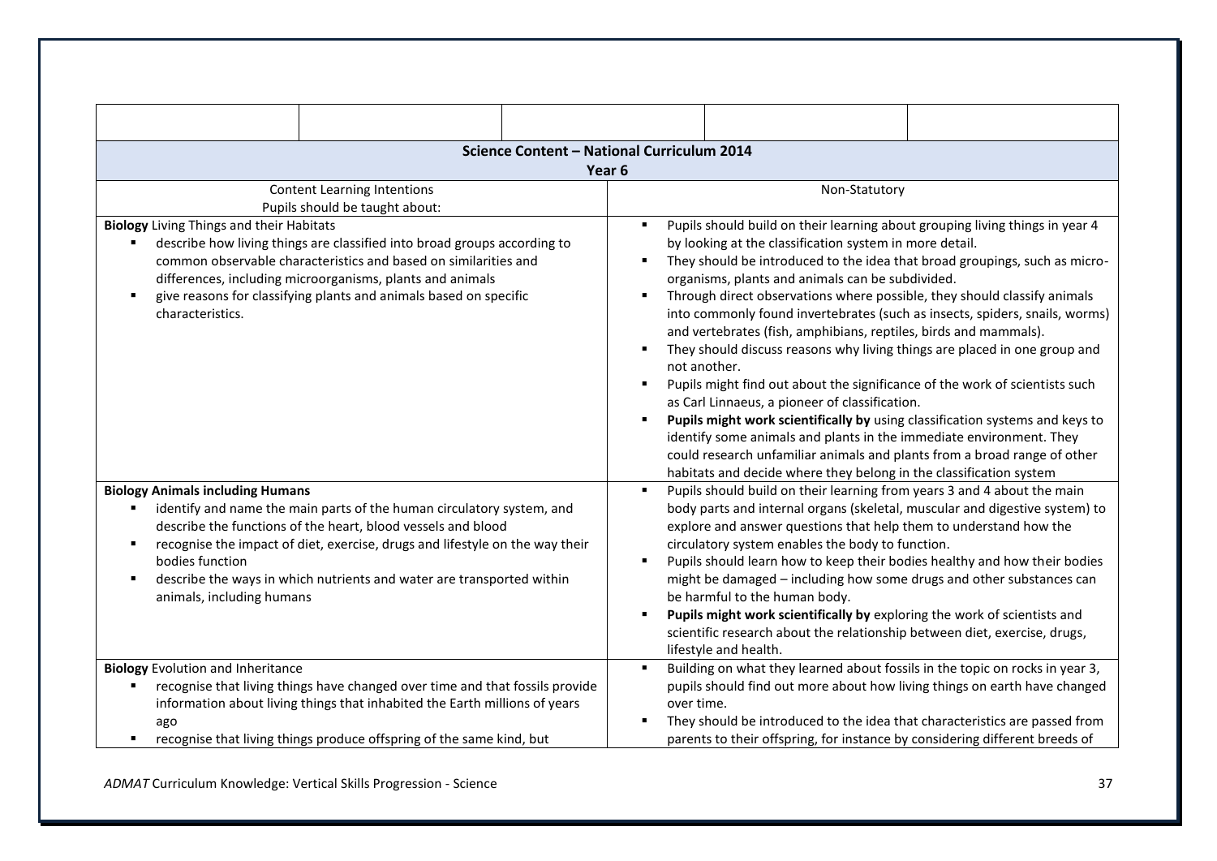| Science Content – National Curriculum 2014 Year 6 | |
|---|---|
| Content Learning Intentions<br>Pupils should be taught about: | Non-Statutory |
| **Biology** Living Things and their Habitats<br>▪ describe how living things are classified into broad groups according to common observable characteristics and based on similarities and differences, including microorganisms, plants and animals<br>▪ give reasons for classifying plants and animals based on specific characteristics. | ▪ Pupils should build on their learning about grouping living things in year 4 by looking at the classification system in more detail.<br>▪ They should be introduced to the idea that broad groupings, such as micro-organisms, plants and animals can be subdivided.<br>▪ Through direct observations where possible, they should classify animals into commonly found invertebrates (such as insects, spiders, snails, worms) and vertebrates (fish, amphibians, reptiles, birds and mammals).<br>▪ They should discuss reasons why living things are placed in one group and not another.<br>▪ Pupils might find out about the significance of the work of scientists such as Carl Linnaeus, a pioneer of classification.<br>▪ **Pupils might work scientifically by** using classification systems and keys to identify some animals and plants in the immediate environment. They could research unfamiliar animals and plants from a broad range of other habitats and decide where they belong in the classification system |
| **Biology Animals including Humans**<br>▪ identify and name the main parts of the human circulatory system, and describe the functions of the heart, blood vessels and blood<br>▪ recognise the impact of diet, exercise, drugs and lifestyle on the way their bodies function<br>▪ describe the ways in which nutrients and water are transported within animals, including humans | ▪ Pupils should build on their learning from years 3 and 4 about the main body parts and internal organs (skeletal, muscular and digestive system) to explore and answer questions that help them to understand how the circulatory system enables the body to function.<br>▪ Pupils should learn how to keep their bodies healthy and how their bodies might be damaged – including how some drugs and other substances can be harmful to the human body.<br>▪ **Pupils might work scientifically by** exploring the work of scientists and scientific research about the relationship between diet, exercise, drugs, lifestyle and health. |
| **Biology** Evolution and Inheritance<br>▪ recognise that living things have changed over time and that fossils provide information about living things that inhabited the Earth millions of years ago<br>▪ recognise that living things produce offspring of the same kind, but | ▪ Building on what they learned about fossils in the topic on rocks in year 3, pupils should find out more about how living things on earth have changed over time.<br>▪ They should be introduced to the idea that characteristics are passed from parents to their offspring, for instance by considering different breeds of |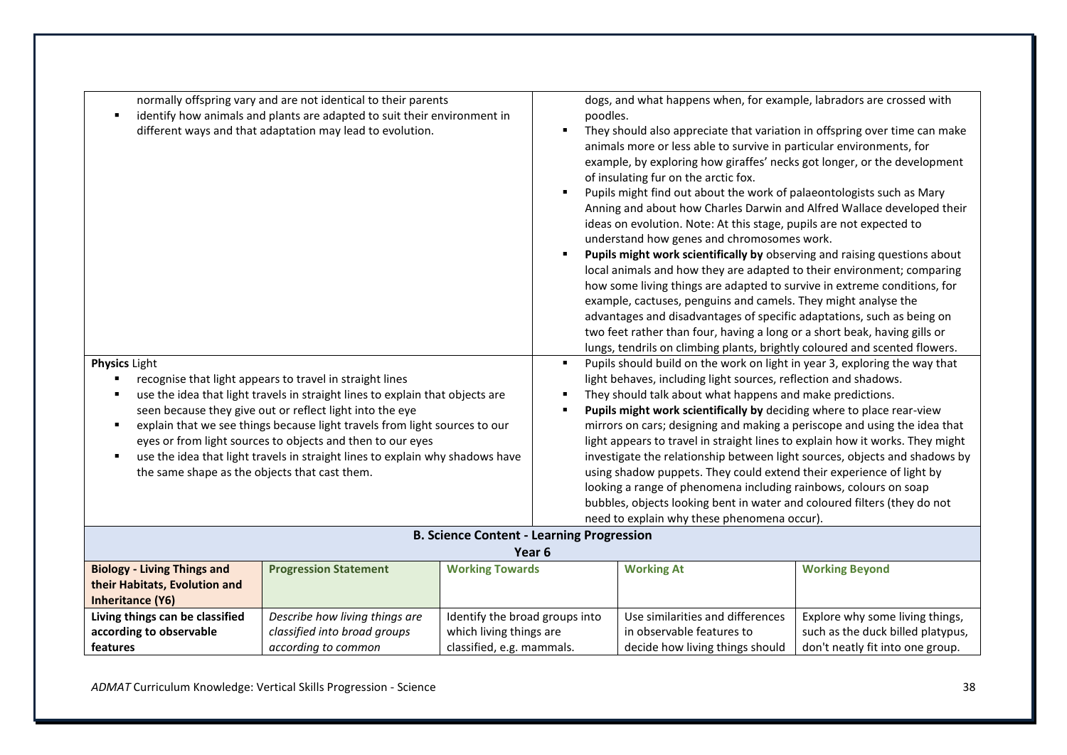| | |
|---|---|
| normally offspring vary and are not identical to their parents<br>▪ identify how animals and plants are adapted to suit their environment in different ways and that adaptation may lead to evolution. | dogs, and what happens when, for example, labradors are crossed with poodles.<br>▪ They should also appreciate that variation in offspring over time can make animals more or less able to survive in particular environments, for example, by exploring how giraffes' necks got longer, or the development of insulating fur on the arctic fox.<br>▪ Pupils might find out about the work of palaeontologists such as Mary Anning and about how Charles Darwin and Alfred Wallace developed their ideas on evolution. Note: At this stage, pupils are not expected to understand how genes and chromosomes work.<br>▪ **Pupils might work scientifically by** observing and raising questions about local animals and how they are adapted to their environment; comparing how some living things are adapted to survive in extreme conditions, for example, cactuses, penguins and camels. They might analyse the advantages and disadvantages of specific adaptations, such as being on two feet rather than four, having a long or a short beak, having gills or lungs, tendrils on climbing plants, brightly coloured and scented flowers. |
| **Physics** Light<br>▪ recognise that light appears to travel in straight lines<br>▪ use the idea that light travels in straight lines to explain that objects are seen because they give out or reflect light into the eye<br>▪ explain that we see things because light travels from light sources to our eyes or from light sources to objects and then to our eyes<br>▪ use the idea that light travels in straight lines to explain why shadows have the same shape as the objects that cast them. | ▪ Pupils should build on the work on light in year 3, exploring the way that light behaves, including light sources, reflection and shadows.<br>▪ They should talk about what happens and make predictions.<br>▪ **Pupils might work scientifically by** deciding where to place rear-view mirrors on cars; designing and making a periscope and using the idea that light appears to travel in straight lines to explain how it works. They might investigate the relationship between light sources, objects and shadows by using shadow puppets. They could extend their experience of light by looking a range of phenomena including rainbows, colours on soap bubbles, objects looking bent in water and coloured filters (they do not need to explain why these phenomena occur). |

## B. Science Content - Learning Progression

### Year 6

| Biology - Living Things and their Habitats, Evolution and Inheritance (Y6) | Progression Statement | Working Towards | Working At | Working Beyond |
|---|---|---|---|---|
| **Living things can be classified according to observable features** | *Describe how living things are classified into broad groups according to common* | Identify the broad groups into which living things are classified, e.g. mammals. | Use similarities and differences in observable features to decide how living things should | Explore why some living things, such as the duck billed platypus, don't neatly fit into one group. |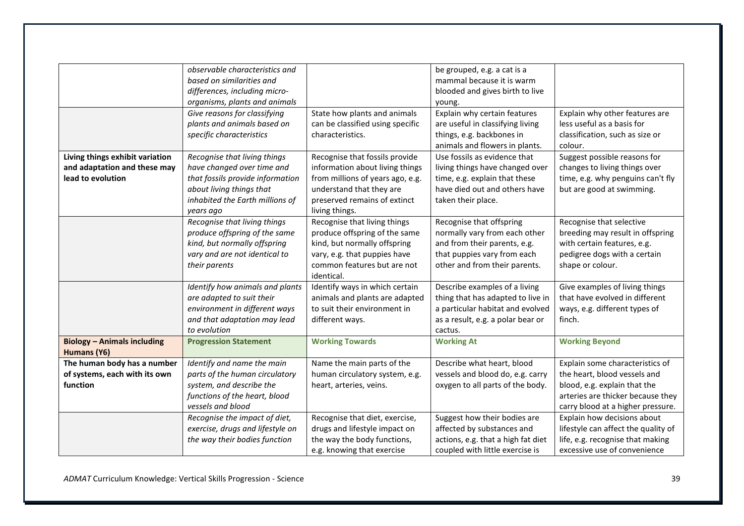| | | | | |
|---|---|---|---|---|
| | *observable characteristics and based on similarities and differences, including micro-organisms, plants and animals* | | be grouped, e.g. a cat is a mammal because it is warm blooded and gives birth to live young. | |
| | *Give reasons for classifying plants and animals based on specific characteristics* | State how plants and animals can be classified using specific characteristics. | Explain why certain features are useful in classifying living things, e.g. backbones in animals and flowers in plants. | Explain why other features are less useful as a basis for classification, such as size or colour. |
| **Living things exhibit variation and adaptation and these may lead to evolution** | *Recognise that living things have changed over time and that fossils provide information about living things that inhabited the Earth millions of years ago* | Recognise that fossils provide information about living things from millions of years ago, e.g. understand that they are preserved remains of extinct living things. | Use fossils as evidence that living things have changed over time, e.g. explain that these have died out and others have taken their place. | Suggest possible reasons for changes to living things over time, e.g. why penguins can't fly but are good at swimming. |
| | *Recognise that living things produce offspring of the same kind, but normally offspring vary and are not identical to their parents* | Recognise that living things produce offspring of the same kind, but normally offspring vary, e.g. that puppies have common features but are not identical. | Recognise that offspring normally vary from each other and from their parents, e.g. that puppies vary from each other and from their parents. | Recognise that selective breeding may result in offspring with certain features, e.g. pedigree dogs with a certain shape or colour. |
| | *Identify how animals and plants are adapted to suit their environment in different ways and that adaptation may lead to evolution* | Identify ways in which certain animals and plants are adapted to suit their environment in different ways. | Describe examples of a living thing that has adapted to live in a particular habitat and evolved as a result, e.g. a polar bear or cactus. | Give examples of living things that have evolved in different ways, e.g. different types of finch. |
| **Biology – Animals including Humans (Y6)** | **Progression Statement** | **Working Towards** | **Working At** | **Working Beyond** |
| **The human body has a number of systems, each with its own function** | *Identify and name the main parts of the human circulatory system, and describe the functions of the heart, blood vessels and blood* | Name the main parts of the human circulatory system, e.g. heart, arteries, veins. | Describe what heart, blood vessels and blood do, e.g. carry oxygen to all parts of the body. | Explain some characteristics of the heart, blood vessels and blood, e.g. explain that the arteries are thicker because they carry blood at a higher pressure. |
| | *Recognise the impact of diet, exercise, drugs and lifestyle on the way their bodies function* | Recognise that diet, exercise, drugs and lifestyle impact on the way the body functions, e.g. knowing that exercise | Suggest how their bodies are affected by substances and actions, e.g. that a high fat diet coupled with little exercise is | Explain how decisions about lifestyle can affect the quality of life, e.g. recognise that making excessive use of convenience |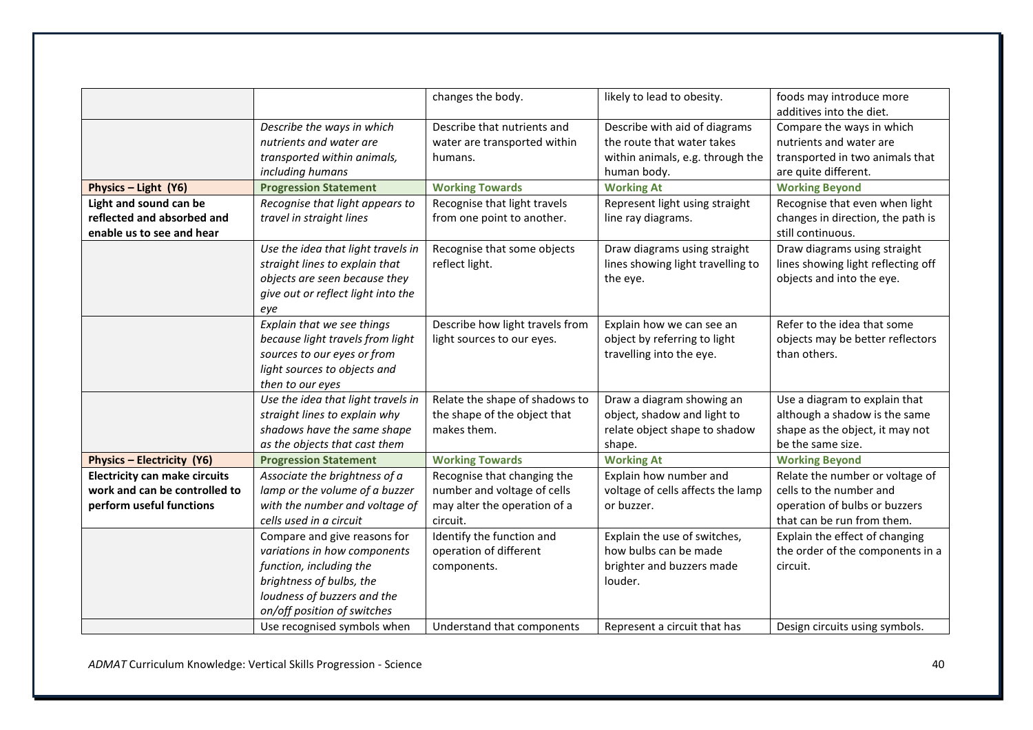|  |  |  |  |  |
|---|---|---|---|---|
|  |  | changes the body. | likely to lead to obesity. | foods may introduce more additives into the diet. |
|  | *Describe the ways in which nutrients and water are transported within animals, including humans* | Describe that nutrients and water are transported within humans. | Describe with aid of diagrams the route that water takes within animals, e.g. through the human body. | Compare the ways in which nutrients and water are transported in two animals that are quite different. |
| **Physics – Light (Y6)** | **Progression Statement** | **Working Towards** | **Working At** | **Working Beyond** |
| **Light and sound can be reflected and absorbed and enable us to see and hear** | *Recognise that light appears to travel in straight lines* | Recognise that light travels from one point to another. | Represent light using straight line ray diagrams. | Recognise that even when light changes in direction, the path is still continuous. |
|  | *Use the idea that light travels in straight lines to explain that objects are seen because they give out or reflect light into the eye* | Recognise that some objects reflect light. | Draw diagrams using straight lines showing light travelling to the eye. | Draw diagrams using straight lines showing light reflecting off objects and into the eye. |
|  | *Explain that we see things because light travels from light sources to our eyes or from light sources to objects and then to our eyes* | Describe how light travels from light sources to our eyes. | Explain how we can see an object by referring to light travelling into the eye. | Refer to the idea that some objects may be better reflectors than others. |
|  | *Use the idea that light travels in straight lines to explain why shadows have the same shape as the objects that cast them* | Relate the shape of shadows to the shape of the object that makes them. | Draw a diagram showing an object, shadow and light to relate object shape to shadow shape. | Use a diagram to explain that although a shadow is the same shape as the object, it may not be the same size. |
| **Physics – Electricity (Y6)** | **Progression Statement** | **Working Towards** | **Working At** | **Working Beyond** |
| **Electricity can make circuits work and can be controlled to perform useful functions** | *Associate the brightness of a lamp or the volume of a buzzer with the number and voltage of cells used in a circuit* | Recognise that changing the number and voltage of cells may alter the operation of a circuit. | Explain how number and voltage of cells affects the lamp or buzzer. | Relate the number or voltage of cells to the number and operation of bulbs or buzzers that can be run from them. |
|  | Compare and give reasons for *variations in how components function, including the brightness of bulbs, the loudness of buzzers and the on/off position of switches* | Identify the function and operation of different components. | Explain the use of switches, how bulbs can be made brighter and buzzers made louder. | Explain the effect of changing the order of the components in a circuit. |
|  | Use recognised symbols when | Understand that components | Represent a circuit that has | Design circuits using symbols. |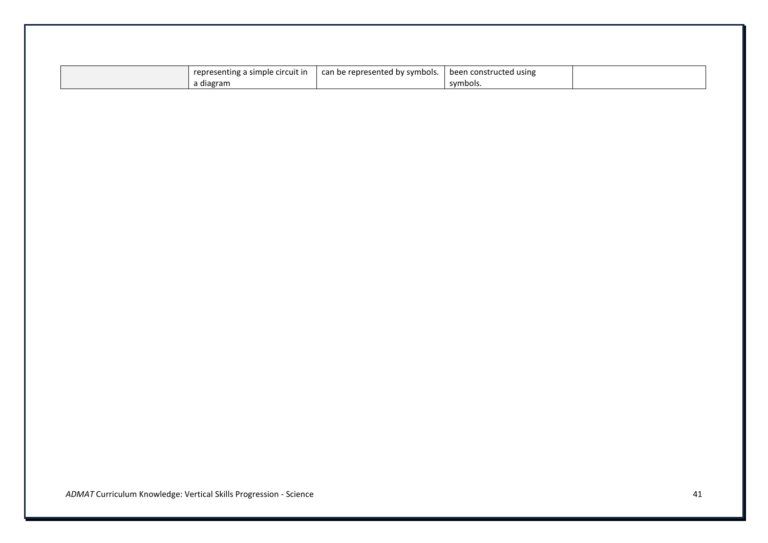| | | | | |
|---|---|---|---|---|
| | representing a simple circuit in a diagram | can be represented by symbols. | been constructed using symbols. | |